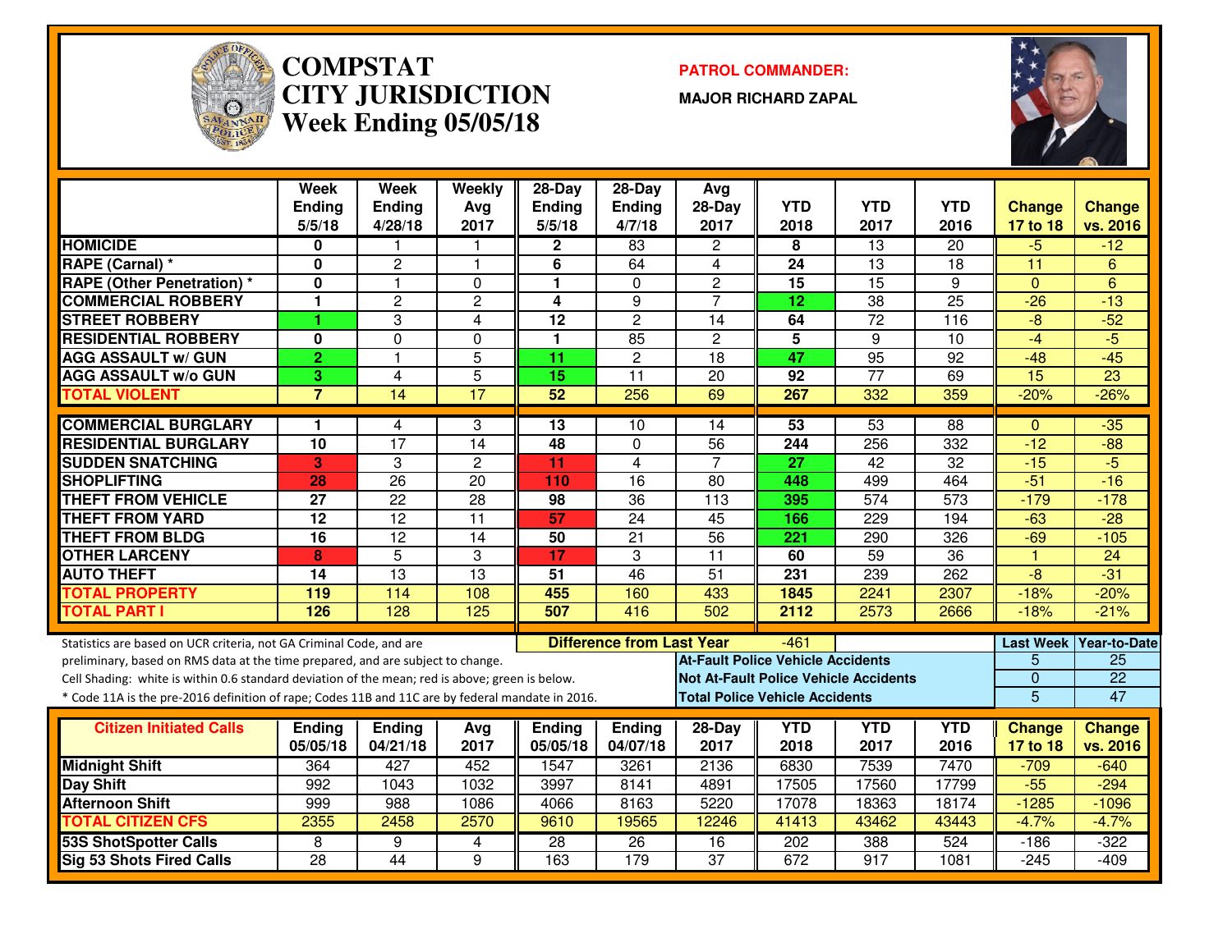# COMPSTAT
# CITY JURISDICTION
# Week Ending 05/05/18

**PATROL COMMANDER:**

**MAJOR RICHARD ZAPAL**

| | Week Ending 5/5/18 | Week Ending 4/28/18 | Weekly Avg 2017 | 28-Day Ending 5/5/18 | 28-Day Ending 4/7/18 | Avg 28-Day 2017 | YTD 2018 | YTD 2017 | YTD 2016 | Change 17 to 18 | Change vs. 2016 |
|---|---|---|---|---|---|---|---|---|---|---|---|
| HOMICIDE | 0 | 1 | 1 | 2 | 83 | 2 | 8 | 13 | 20 | -5 | -12 |
| RAPE (Carnal) * | 0 | 2 | 1 | 6 | 64 | 4 | 24 | 13 | 18 | 11 | 6 |
| RAPE (Other Penetration) * | 0 | 1 | 0 | 1 | 0 | 2 | 15 | 15 | 9 | 0 | 6 |
| COMMERCIAL ROBBERY | 1 | 2 | 2 | 4 | 9 | 7 | 12 | 38 | 25 | -26 | -13 |
| STREET ROBBERY | 1 | 3 | 4 | 12 | 2 | 14 | 64 | 72 | 116 | -8 | -52 |
| RESIDENTIAL ROBBERY | 0 | 0 | 0 | 1 | 85 | 2 | 5 | 9 | 10 | -4 | -5 |
| AGG ASSAULT w/ GUN | 2 | 1 | 5 | 11 | 2 | 18 | 47 | 95 | 92 | -48 | -45 |
| AGG ASSAULT w/o GUN | 3 | 4 | 5 | 15 | 11 | 20 | 92 | 77 | 69 | 15 | 23 |
| TOTAL VIOLENT | 7 | 14 | 17 | 52 | 256 | 69 | 267 | 332 | 359 | -20% | -26% |
| COMMERCIAL BURGLARY | 1 | 4 | 3 | 13 | 10 | 14 | 53 | 53 | 88 | 0 | -35 |
| RESIDENTIAL BURGLARY | 10 | 17 | 14 | 48 | 0 | 56 | 244 | 256 | 332 | -12 | -88 |
| SUDDEN SNATCHING | 3 | 3 | 2 | 11 | 4 | 7 | 27 | 42 | 32 | -15 | -5 |
| SHOPLIFTING | 28 | 26 | 20 | 110 | 16 | 80 | 448 | 499 | 464 | -51 | -16 |
| THEFT FROM VEHICLE | 27 | 22 | 28 | 98 | 36 | 113 | 395 | 574 | 573 | -179 | -178 |
| THEFT FROM YARD | 12 | 12 | 11 | 57 | 24 | 45 | 166 | 229 | 194 | -63 | -28 |
| THEFT FROM BLDG | 16 | 12 | 14 | 50 | 21 | 56 | 221 | 290 | 326 | -69 | -105 |
| OTHER LARCENY | 8 | 5 | 3 | 17 | 3 | 11 | 60 | 59 | 36 | 1 | 24 |
| AUTO THEFT | 14 | 13 | 13 | 51 | 46 | 51 | 231 | 239 | 262 | -8 | -31 |
| TOTAL PROPERTY | 119 | 114 | 108 | 455 | 160 | 433 | 1845 | 2241 | 2307 | -18% | -20% |
| TOTAL PART I | 126 | 128 | 125 | 507 | 416 | 502 | 2112 | 2573 | 2666 | -18% | -21% |

Statistics are based on UCR criteria, not GA Criminal Code, and are preliminary, based on RMS data at the time prepared, and are subject to change.
Cell Shading: white is within 0.6 standard deviation of the mean; red is above; green is below.
* Code 11A is the pre-2016 definition of rape; Codes 11B and 11C are by federal mandate in 2016.

**Difference from Last Year:** -461

| | Last Week | Year-to-Date |
|---|---|---|
| At-Fault Police Vehicle Accidents | 5 | 25 |
| Not At-Fault Police Vehicle Accidents | 0 | 22 |
| Total Police Vehicle Accidents | 5 | 47 |

| Citizen Initiated Calls | Ending 05/05/18 | Ending 04/21/18 | Avg 2017 | Ending 05/05/18 | Ending 04/07/18 | 28-Day 2017 | YTD 2018 | YTD 2017 | YTD 2016 | Change 17 to 18 | Change vs. 2016 |
|---|---|---|---|---|---|---|---|---|---|---|---|
| Midnight Shift | 364 | 427 | 452 | 1547 | 3261 | 2136 | 6830 | 7539 | 7470 | -709 | -640 |
| Day Shift | 992 | 1043 | 1032 | 3997 | 8141 | 4891 | 17505 | 17560 | 17799 | -55 | -294 |
| Afternoon Shift | 999 | 988 | 1086 | 4066 | 8163 | 5220 | 17078 | 18363 | 18174 | -1285 | -1096 |
| TOTAL CITIZEN CFS | 2355 | 2458 | 2570 | 9610 | 19565 | 12246 | 41413 | 43462 | 43443 | -4.7% | -4.7% |
| 53S ShotSpotter Calls | 8 | 9 | 4 | 28 | 26 | 16 | 202 | 388 | 524 | -186 | -322 |
| Sig 53 Shots Fired Calls | 28 | 44 | 9 | 163 | 179 | 37 | 672 | 917 | 1081 | -245 | -409 |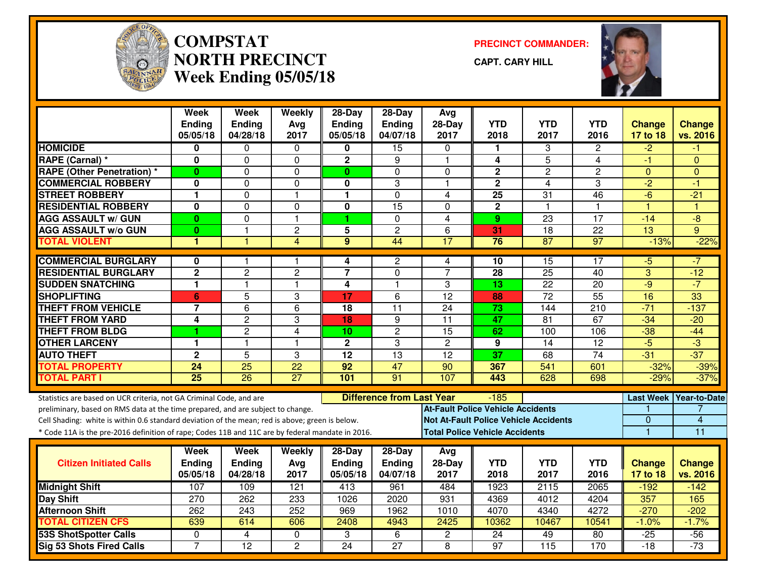# COMPSTAT
# NORTH PRECINCT
## Week Ending 05/05/18

**PRECINCT COMMANDER:**

**CAPT. CARY HILL**

| | Week Ending 05/05/18 | Week Ending 04/28/18 | Weekly Avg 2017 | 28-Day Ending 05/05/18 | 28-Day Ending 04/07/18 | Avg 28-Day 2017 | YTD 2018 | YTD 2017 | YTD 2016 | Change 17 to 18 | Change vs. 2016 |
|---|---|---|---|---|---|---|---|---|---|---|---|
| HOMICIDE | 0 | 0 | 0 | 0 | 15 | 0 | 1 | 3 | 2 | -2 | -1 |
| RAPE (Carnal) * | 0 | 0 | 0 | 2 | 9 | 1 | 4 | 5 | 4 | -1 | 0 |
| RAPE (Other Penetration) * | 0 | 0 | 0 | 0 | 0 | 0 | 2 | 2 | 2 | 0 | 0 |
| COMMERCIAL ROBBERY | 0 | 0 | 0 | 0 | 3 | 1 | 2 | 4 | 3 | -2 | -1 |
| STREET ROBBERY | 1 | 0 | 1 | 1 | 0 | 4 | 25 | 31 | 46 | -6 | -21 |
| RESIDENTIAL ROBBERY | 0 | 0 | 0 | 0 | 15 | 0 | 2 | 1 | 1 | 1 | 1 |
| AGG ASSAULT w/ GUN | 0 | 0 | 1 | 1 | 0 | 4 | 9 | 23 | 17 | -14 | -8 |
| AGG ASSAULT w/o GUN | 0 | 1 | 2 | 5 | 2 | 6 | 31 | 18 | 22 | 13 | 9 |
| TOTAL VIOLENT | 1 | 1 | 4 | 9 | 44 | 17 | 76 | 87 | 97 | -13% | -22% |
| COMMERCIAL BURGLARY | 0 | 1 | 1 | 4 | 2 | 4 | 10 | 15 | 17 | -5 | -7 |
| RESIDENTIAL BURGLARY | 2 | 2 | 2 | 7 | 0 | 7 | 28 | 25 | 40 | 3 | -12 |
| SUDDEN SNATCHING | 1 | 1 | 1 | 4 | 1 | 3 | 13 | 22 | 20 | -9 | -7 |
| SHOPLIFTING | 6 | 5 | 3 | 17 | 6 | 12 | 88 | 72 | 55 | 16 | 33 |
| THEFT FROM VEHICLE | 7 | 6 | 6 | 18 | 11 | 24 | 73 | 144 | 210 | -71 | -137 |
| THEFT FROM YARD | 4 | 2 | 3 | 18 | 9 | 11 | 47 | 81 | 67 | -34 | -20 |
| THEFT FROM BLDG | 1 | 2 | 4 | 10 | 2 | 15 | 62 | 100 | 106 | -38 | -44 |
| OTHER LARCENY | 1 | 1 | 1 | 2 | 3 | 2 | 9 | 14 | 12 | -5 | -3 |
| AUTO THEFT | 2 | 5 | 3 | 12 | 13 | 12 | 37 | 68 | 74 | -31 | -37 |
| TOTAL PROPERTY | 24 | 25 | 22 | 92 | 47 | 90 | 367 | 541 | 601 | -32% | -39% |
| TOTAL PART I | 25 | 26 | 27 | 101 | 91 | 107 | 443 | 628 | 698 | -29% | -37% |

Statistics are based on UCR criteria, not GA Criminal Code, and are preliminary, based on RMS data at the time prepared, and are subject to change.

Cell Shading: white is within 0.6 standard deviation of the mean; red is above; green is below.

* Code 11A is the pre-2016 definition of rape; Codes 11B and 11C are by federal mandate in 2016.

**Difference from Last Year:** -185

| | Last Week | Year-to-Date |
|---|---|---|
| At-Fault Police Vehicle Accidents | 1 | 7 |
| Not At-Fault Police Vehicle Accidents | 0 | 4 |
| Total Police Vehicle Accidents | 1 | 11 |

| Citizen Initiated Calls | Week Ending 05/05/18 | Week Ending 04/28/18 | Weekly Avg 2017 | 28-Day Ending 05/05/18 | 28-Day Ending 04/07/18 | Avg 28-Day 2017 | YTD 2018 | YTD 2017 | YTD 2016 | Change 17 to 18 | Change vs. 2016 |
|---|---|---|---|---|---|---|---|---|---|---|---|
| Midnight Shift | 107 | 109 | 121 | 413 | 961 | 484 | 1923 | 2115 | 2065 | -192 | -142 |
| Day Shift | 270 | 262 | 233 | 1026 | 2020 | 931 | 4369 | 4012 | 4204 | 357 | 165 |
| Afternoon Shift | 262 | 243 | 252 | 969 | 1962 | 1010 | 4070 | 4340 | 4272 | -270 | -202 |
| TOTAL CITIZEN CFS | 639 | 614 | 606 | 2408 | 4943 | 2425 | 10362 | 10467 | 10541 | -1.0% | -1.7% |
| 53S ShotSpotter Calls | 0 | 4 | 0 | 3 | 6 | 2 | 24 | 49 | 80 | -25 | -56 |
| Sig 53 Shots Fired Calls | 7 | 12 | 2 | 24 | 27 | 8 | 97 | 115 | 170 | -18 | -73 |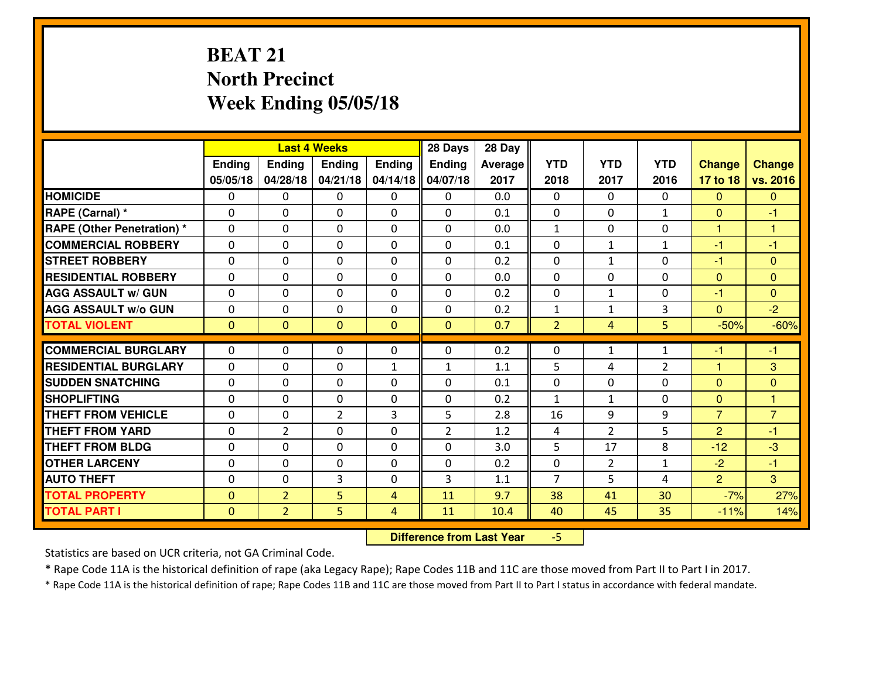# BEAT 21
## North Precinct
## Week Ending 05/05/18

| | Last 4 Weeks | | | | 28 Days | 28 Day | | | | | |
|---|---|---|---|---|---|---|---|---|---|---|---|
| | Ending 05/05/18 | Ending 04/28/18 | Ending 04/21/18 | Ending 04/14/18 | Ending 04/07/18 | Average 2017 | YTD 2018 | YTD 2017 | YTD 2016 | Change 17 to 18 | Change vs. 2016 |
| HOMICIDE | 0 | 0 | 0 | 0 | 0 | 0.0 | 0 | 0 | 0 | 0 | 0 |
| RAPE (Carnal) * | 0 | 0 | 0 | 0 | 0 | 0.1 | 0 | 0 | 1 | 0 | -1 |
| RAPE (Other Penetration) * | 0 | 0 | 0 | 0 | 0 | 0.0 | 1 | 0 | 0 | 1 | 1 |
| COMMERCIAL ROBBERY | 0 | 0 | 0 | 0 | 0 | 0.1 | 0 | 1 | 1 | -1 | -1 |
| STREET ROBBERY | 0 | 0 | 0 | 0 | 0 | 0.2 | 0 | 1 | 0 | -1 | 0 |
| RESIDENTIAL ROBBERY | 0 | 0 | 0 | 0 | 0 | 0.0 | 0 | 0 | 0 | 0 | 0 |
| AGG ASSAULT w/ GUN | 0 | 0 | 0 | 0 | 0 | 0.2 | 0 | 1 | 0 | -1 | 0 |
| AGG ASSAULT w/o GUN | 0 | 0 | 0 | 0 | 0 | 0.2 | 1 | 1 | 3 | 0 | -2 |
| TOTAL VIOLENT | 0 | 0 | 0 | 0 | 0 | 0.7 | 2 | 4 | 5 | -50% | -60% |
| COMMERCIAL BURGLARY | 0 | 0 | 0 | 0 | 0 | 0.2 | 0 | 1 | 1 | -1 | -1 |
| RESIDENTIAL BURGLARY | 0 | 0 | 0 | 1 | 1 | 1.1 | 5 | 4 | 2 | 1 | 3 |
| SUDDEN SNATCHING | 0 | 0 | 0 | 0 | 0 | 0.1 | 0 | 0 | 0 | 0 | 0 |
| SHOPLIFTING | 0 | 0 | 0 | 0 | 0 | 0.2 | 1 | 1 | 0 | 0 | 1 |
| THEFT FROM VEHICLE | 0 | 0 | 2 | 3 | 5 | 2.8 | 16 | 9 | 9 | 7 | 7 |
| THEFT FROM YARD | 0 | 2 | 0 | 0 | 2 | 1.2 | 4 | 2 | 5 | 2 | -1 |
| THEFT FROM BLDG | 0 | 0 | 0 | 0 | 0 | 3.0 | 5 | 17 | 8 | -12 | -3 |
| OTHER LARCENY | 0 | 0 | 0 | 0 | 0 | 0.2 | 0 | 2 | 1 | -2 | -1 |
| AUTO THEFT | 0 | 0 | 3 | 0 | 3 | 1.1 | 7 | 5 | 4 | 2 | 3 |
| TOTAL PROPERTY | 0 | 2 | 5 | 4 | 11 | 9.7 | 38 | 41 | 30 | -7% | 27% |
| TOTAL PART I | 0 | 2 | 5 | 4 | 11 | 10.4 | 40 | 45 | 35 | -11% | 14% |

**Difference from Last Year** -5

Statistics are based on UCR criteria, not GA Criminal Code.

* Rape Code 11A is the historical definition of rape (aka Legacy Rape); Rape Codes 11B and 11C are those moved from Part II to Part I in 2017.

* Rape Code 11A is the historical definition of rape; Rape Codes 11B and 11C are those moved from Part II to Part I status in accordance with federal mandate.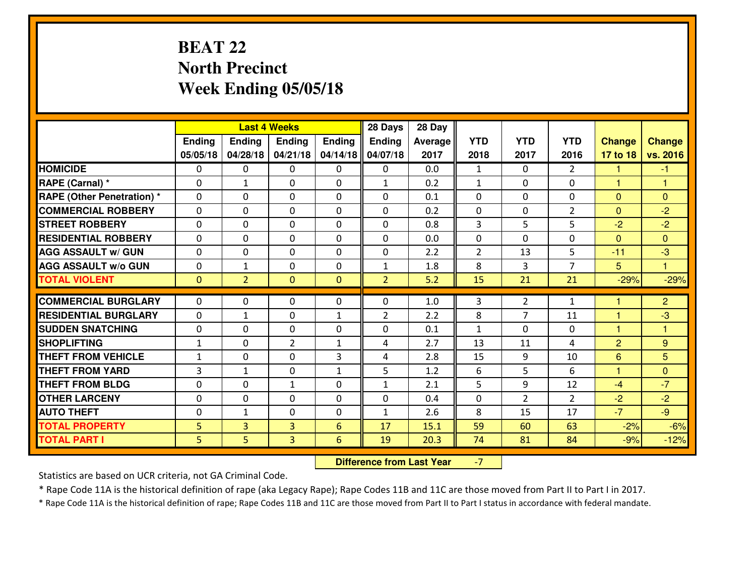# BEAT 22
# North Precinct
# Week Ending 05/05/18

| | Last 4 Weeks | | | | 28 Days | 28 Day | | | | | |
|---|---|---|---|---|---|---|---|---|---|---|---|
| | Ending 05/05/18 | Ending 04/28/18 | Ending 04/21/18 | Ending 04/14/18 | Ending 04/07/18 | Average 2017 | YTD 2018 | YTD 2017 | YTD 2016 | Change 17 to 18 | Change vs. 2016 |
| HOMICIDE | 0 | 0 | 0 | 0 | 0 | 0.0 | 1 | 0 | 2 | 1 | -1 |
| RAPE (Carnal) * | 0 | 1 | 0 | 0 | 1 | 0.2 | 1 | 0 | 0 | 1 | 1 |
| RAPE (Other Penetration) * | 0 | 0 | 0 | 0 | 0 | 0.1 | 0 | 0 | 0 | 0 | 0 |
| COMMERCIAL ROBBERY | 0 | 0 | 0 | 0 | 0 | 0.2 | 0 | 0 | 2 | 0 | -2 |
| STREET ROBBERY | 0 | 0 | 0 | 0 | 0 | 0.8 | 3 | 5 | 5 | -2 | -2 |
| RESIDENTIAL ROBBERY | 0 | 0 | 0 | 0 | 0 | 0.0 | 0 | 0 | 0 | 0 | 0 |
| AGG ASSAULT w/ GUN | 0 | 0 | 0 | 0 | 0 | 2.2 | 2 | 13 | 5 | -11 | -3 |
| AGG ASSAULT w/o GUN | 0 | 1 | 0 | 0 | 1 | 1.8 | 8 | 3 | 7 | 5 | 1 |
| TOTAL VIOLENT | 0 | 2 | 0 | 0 | 2 | 5.2 | 15 | 21 | 21 | -29% | -29% |
| COMMERCIAL BURGLARY | 0 | 0 | 0 | 0 | 0 | 1.0 | 3 | 2 | 1 | 1 | 2 |
| RESIDENTIAL BURGLARY | 0 | 1 | 0 | 1 | 2 | 2.2 | 8 | 7 | 11 | 1 | -3 |
| SUDDEN SNATCHING | 0 | 0 | 0 | 0 | 0 | 0.1 | 1 | 0 | 0 | 1 | 1 |
| SHOPLIFTING | 1 | 0 | 2 | 1 | 4 | 2.7 | 13 | 11 | 4 | 2 | 9 |
| THEFT FROM VEHICLE | 1 | 0 | 0 | 3 | 4 | 2.8 | 15 | 9 | 10 | 6 | 5 |
| THEFT FROM YARD | 3 | 1 | 0 | 1 | 5 | 1.2 | 6 | 5 | 6 | 1 | 0 |
| THEFT FROM BLDG | 0 | 0 | 1 | 0 | 1 | 2.1 | 5 | 9 | 12 | -4 | -7 |
| OTHER LARCENY | 0 | 0 | 0 | 0 | 0 | 0.4 | 0 | 2 | 2 | -2 | -2 |
| AUTO THEFT | 0 | 1 | 0 | 0 | 1 | 2.6 | 8 | 15 | 17 | -7 | -9 |
| TOTAL PROPERTY | 5 | 3 | 3 | 6 | 17 | 15.1 | 59 | 60 | 63 | -2% | -6% |
| TOTAL PART I | 5 | 5 | 3 | 6 | 19 | 20.3 | 74 | 81 | 84 | -9% | -12% |

**Difference from Last Year** -7

Statistics are based on UCR criteria, not GA Criminal Code.

* Rape Code 11A is the historical definition of rape (aka Legacy Rape); Rape Codes 11B and 11C are those moved from Part II to Part I in 2017.

* Rape Code 11A is the historical definition of rape; Rape Codes 11B and 11C are those moved from Part II to Part I status in accordance with federal mandate.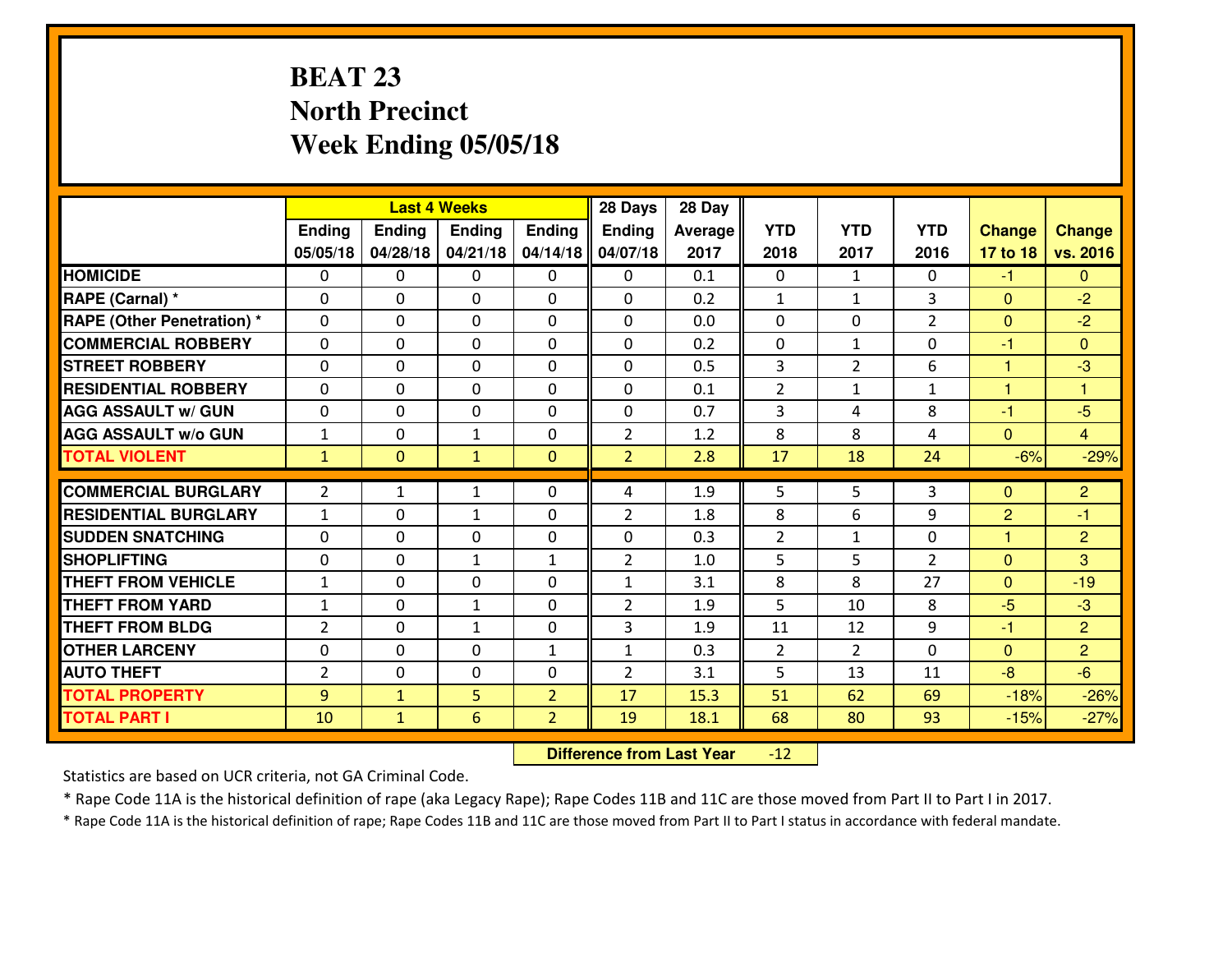# BEAT 23
## North Precinct
## Week Ending 05/05/18

| | Last 4 Weeks | | | | 28 Days | 28 Day | | | | | |
|---|---|---|---|---|---|---|---|---|---|---|---|
| | Ending 05/05/18 | Ending 04/28/18 | Ending 04/21/18 | Ending 04/14/18 | Ending 04/07/18 | Average 2017 | YTD 2018 | YTD 2017 | YTD 2016 | Change 17 to 18 | Change vs. 2016 |
| HOMICIDE | 0 | 0 | 0 | 0 | 0 | 0.1 | 0 | 1 | 0 | -1 | 0 |
| RAPE (Carnal) * | 0 | 0 | 0 | 0 | 0 | 0.2 | 1 | 1 | 3 | 0 | -2 |
| RAPE (Other Penetration) * | 0 | 0 | 0 | 0 | 0 | 0.0 | 0 | 0 | 2 | 0 | -2 |
| COMMERCIAL ROBBERY | 0 | 0 | 0 | 0 | 0 | 0.2 | 0 | 1 | 0 | -1 | 0 |
| STREET ROBBERY | 0 | 0 | 0 | 0 | 0 | 0.5 | 3 | 2 | 6 | 1 | -3 |
| RESIDENTIAL ROBBERY | 0 | 0 | 0 | 0 | 0 | 0.1 | 2 | 1 | 1 | 1 | 1 |
| AGG ASSAULT w/ GUN | 0 | 0 | 0 | 0 | 0 | 0.7 | 3 | 4 | 8 | -1 | -5 |
| AGG ASSAULT w/o GUN | 1 | 0 | 1 | 0 | 2 | 1.2 | 8 | 8 | 4 | 0 | 4 |
| TOTAL VIOLENT | 1 | 0 | 1 | 0 | 2 | 2.8 | 17 | 18 | 24 | -6% | -29% |
| COMMERCIAL BURGLARY | 2 | 1 | 1 | 0 | 4 | 1.9 | 5 | 5 | 3 | 0 | 2 |
| RESIDENTIAL BURGLARY | 1 | 0 | 1 | 0 | 2 | 1.8 | 8 | 6 | 9 | 2 | -1 |
| SUDDEN SNATCHING | 0 | 0 | 0 | 0 | 0 | 0.3 | 2 | 1 | 0 | 1 | 2 |
| SHOPLIFTING | 0 | 0 | 1 | 1 | 2 | 1.0 | 5 | 5 | 2 | 0 | 3 |
| THEFT FROM VEHICLE | 1 | 0 | 0 | 0 | 1 | 3.1 | 8 | 8 | 27 | 0 | -19 |
| THEFT FROM YARD | 1 | 0 | 1 | 0 | 2 | 1.9 | 5 | 10 | 8 | -5 | -3 |
| THEFT FROM BLDG | 2 | 0 | 1 | 0 | 3 | 1.9 | 11 | 12 | 9 | -1 | 2 |
| OTHER LARCENY | 0 | 0 | 0 | 1 | 1 | 0.3 | 2 | 2 | 0 | 0 | 2 |
| AUTO THEFT | 2 | 0 | 0 | 0 | 2 | 3.1 | 5 | 13 | 11 | -8 | -6 |
| TOTAL PROPERTY | 9 | 1 | 5 | 2 | 17 | 15.3 | 51 | 62 | 69 | -18% | -26% |
| TOTAL PART I | 10 | 1 | 6 | 2 | 19 | 18.1 | 68 | 80 | 93 | -15% | -27% |

**Difference from Last Year** -12

Statistics are based on UCR criteria, not GA Criminal Code.

* Rape Code 11A is the historical definition of rape (aka Legacy Rape); Rape Codes 11B and 11C are those moved from Part II to Part I in 2017.

* Rape Code 11A is the historical definition of rape; Rape Codes 11B and 11C are those moved from Part II to Part I status in accordance with federal mandate.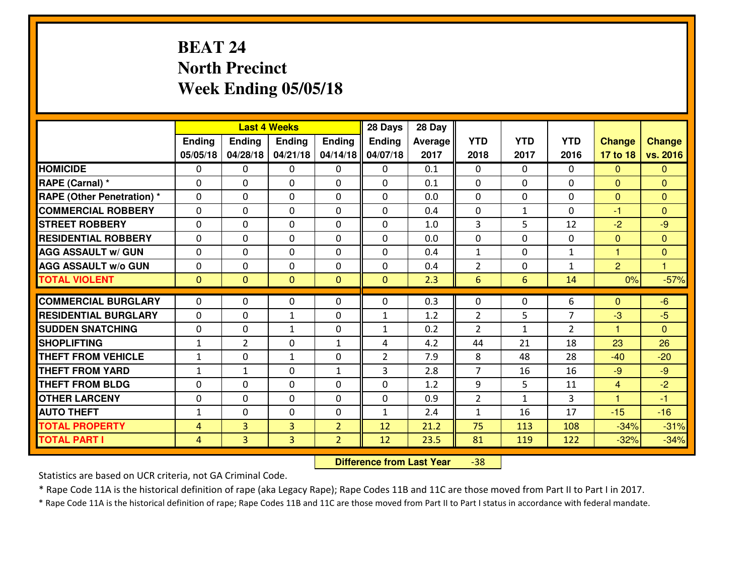# BEAT 24
## North Precinct
## Week Ending 05/05/18

| | Last 4 Weeks | | | | 28 Days | 28 Day | | | | | |
|---|---|---|---|---|---|---|---|---|---|---|---|
| | Ending 05/05/18 | Ending 04/28/18 | Ending 04/21/18 | Ending 04/14/18 | Ending 04/07/18 | Average 2017 | YTD 2018 | YTD 2017 | YTD 2016 | Change 17 to 18 | Change vs. 2016 |
| HOMICIDE | 0 | 0 | 0 | 0 | 0 | 0.1 | 0 | 0 | 0 | 0 | 0 |
| RAPE (Carnal) * | 0 | 0 | 0 | 0 | 0 | 0.1 | 0 | 0 | 0 | 0 | 0 |
| RAPE (Other Penetration) * | 0 | 0 | 0 | 0 | 0 | 0.0 | 0 | 0 | 0 | 0 | 0 |
| COMMERCIAL ROBBERY | 0 | 0 | 0 | 0 | 0 | 0.4 | 0 | 1 | 0 | -1 | 0 |
| STREET ROBBERY | 0 | 0 | 0 | 0 | 0 | 1.0 | 3 | 5 | 12 | -2 | -9 |
| RESIDENTIAL ROBBERY | 0 | 0 | 0 | 0 | 0 | 0.0 | 0 | 0 | 0 | 0 | 0 |
| AGG ASSAULT w/ GUN | 0 | 0 | 0 | 0 | 0 | 0.4 | 1 | 0 | 1 | 1 | 0 |
| AGG ASSAULT w/o GUN | 0 | 0 | 0 | 0 | 0 | 0.4 | 2 | 0 | 1 | 2 | 1 |
| TOTAL VIOLENT | 0 | 0 | 0 | 0 | 0 | 2.3 | 6 | 6 | 14 | 0% | -57% |
| COMMERCIAL BURGLARY | 0 | 0 | 0 | 0 | 0 | 0.3 | 0 | 0 | 6 | 0 | -6 |
| RESIDENTIAL BURGLARY | 0 | 0 | 1 | 0 | 1 | 1.2 | 2 | 5 | 7 | -3 | -5 |
| SUDDEN SNATCHING | 0 | 0 | 1 | 0 | 1 | 0.2 | 2 | 1 | 2 | 1 | 0 |
| SHOPLIFTING | 1 | 2 | 0 | 1 | 4 | 4.2 | 44 | 21 | 18 | 23 | 26 |
| THEFT FROM VEHICLE | 1 | 0 | 1 | 0 | 2 | 7.9 | 8 | 48 | 28 | -40 | -20 |
| THEFT FROM YARD | 1 | 1 | 0 | 1 | 3 | 2.8 | 7 | 16 | 16 | -9 | -9 |
| THEFT FROM BLDG | 0 | 0 | 0 | 0 | 0 | 1.2 | 9 | 5 | 11 | 4 | -2 |
| OTHER LARCENY | 0 | 0 | 0 | 0 | 0 | 0.9 | 2 | 1 | 3 | 1 | -1 |
| AUTO THEFT | 1 | 0 | 0 | 0 | 1 | 2.4 | 1 | 16 | 17 | -15 | -16 |
| TOTAL PROPERTY | 4 | 3 | 3 | 2 | 12 | 21.2 | 75 | 113 | 108 | -34% | -31% |
| TOTAL PART I | 4 | 3 | 3 | 2 | 12 | 23.5 | 81 | 119 | 122 | -32% | -34% |

**Difference from Last Year** -38

Statistics are based on UCR criteria, not GA Criminal Code.

* Rape Code 11A is the historical definition of rape (aka Legacy Rape); Rape Codes 11B and 11C are those moved from Part II to Part I in 2017.

* Rape Code 11A is the historical definition of rape; Rape Codes 11B and 11C are those moved from Part II to Part I status in accordance with federal mandate.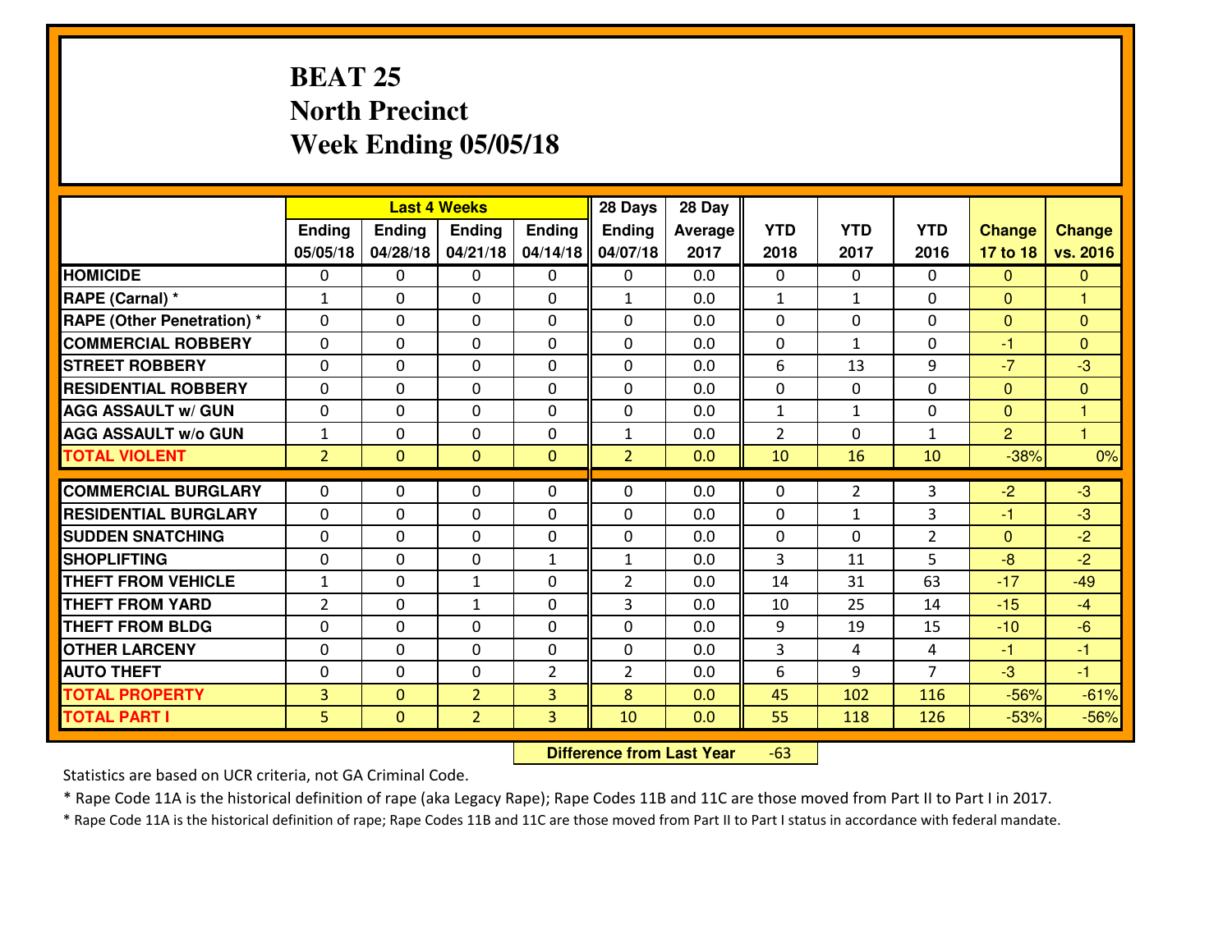# BEAT 25
## North Precinct
## Week Ending 05/05/18

| | Last 4 Weeks | | | | 28 Days | 28 Day | | | | | |
|---|---|---|---|---|---|---|---|---|---|---|---|
| | Ending 05/05/18 | Ending 04/28/18 | Ending 04/21/18 | Ending 04/14/18 | Ending 04/07/18 | Average 2017 | YTD 2018 | YTD 2017 | YTD 2016 | Change 17 to 18 | Change vs. 2016 |
| HOMICIDE | 0 | 0 | 0 | 0 | 0 | 0.0 | 0 | 0 | 0 | 0 | 0 |
| RAPE (Carnal) * | 1 | 0 | 0 | 0 | 1 | 0.0 | 1 | 1 | 0 | 0 | 1 |
| RAPE (Other Penetration) * | 0 | 0 | 0 | 0 | 0 | 0.0 | 0 | 0 | 0 | 0 | 0 |
| COMMERCIAL ROBBERY | 0 | 0 | 0 | 0 | 0 | 0.0 | 0 | 1 | 0 | -1 | 0 |
| STREET ROBBERY | 0 | 0 | 0 | 0 | 0 | 0.0 | 6 | 13 | 9 | -7 | -3 |
| RESIDENTIAL ROBBERY | 0 | 0 | 0 | 0 | 0 | 0.0 | 0 | 0 | 0 | 0 | 0 |
| AGG ASSAULT w/ GUN | 0 | 0 | 0 | 0 | 0 | 0.0 | 1 | 1 | 0 | 0 | 1 |
| AGG ASSAULT w/o GUN | 1 | 0 | 0 | 0 | 1 | 0.0 | 2 | 0 | 1 | 2 | 1 |
| TOTAL VIOLENT | 2 | 0 | 0 | 0 | 2 | 0.0 | 10 | 16 | 10 | -38% | 0% |
| COMMERCIAL BURGLARY | 0 | 0 | 0 | 0 | 0 | 0.0 | 0 | 2 | 3 | -2 | -3 |
| RESIDENTIAL BURGLARY | 0 | 0 | 0 | 0 | 0 | 0.0 | 0 | 1 | 3 | -1 | -3 |
| SUDDEN SNATCHING | 0 | 0 | 0 | 0 | 0 | 0.0 | 0 | 0 | 2 | 0 | -2 |
| SHOPLIFTING | 0 | 0 | 0 | 1 | 1 | 0.0 | 3 | 11 | 5 | -8 | -2 |
| THEFT FROM VEHICLE | 1 | 0 | 1 | 0 | 2 | 0.0 | 14 | 31 | 63 | -17 | -49 |
| THEFT FROM YARD | 2 | 0 | 1 | 0 | 3 | 0.0 | 10 | 25 | 14 | -15 | -4 |
| THEFT FROM BLDG | 0 | 0 | 0 | 0 | 0 | 0.0 | 9 | 19 | 15 | -10 | -6 |
| OTHER LARCENY | 0 | 0 | 0 | 0 | 0 | 0.0 | 3 | 4 | 4 | -1 | -1 |
| AUTO THEFT | 0 | 0 | 0 | 2 | 2 | 0.0 | 6 | 9 | 7 | -3 | -1 |
| TOTAL PROPERTY | 3 | 0 | 2 | 3 | 8 | 0.0 | 45 | 102 | 116 | -56% | -61% |
| TOTAL PART I | 5 | 0 | 2 | 3 | 10 | 0.0 | 55 | 118 | 126 | -53% | -56% |

**Difference from Last Year** -63

Statistics are based on UCR criteria, not GA Criminal Code.

* Rape Code 11A is the historical definition of rape (aka Legacy Rape); Rape Codes 11B and 11C are those moved from Part II to Part I in 2017.

* Rape Code 11A is the historical definition of rape; Rape Codes 11B and 11C are those moved from Part II to Part I status in accordance with federal mandate.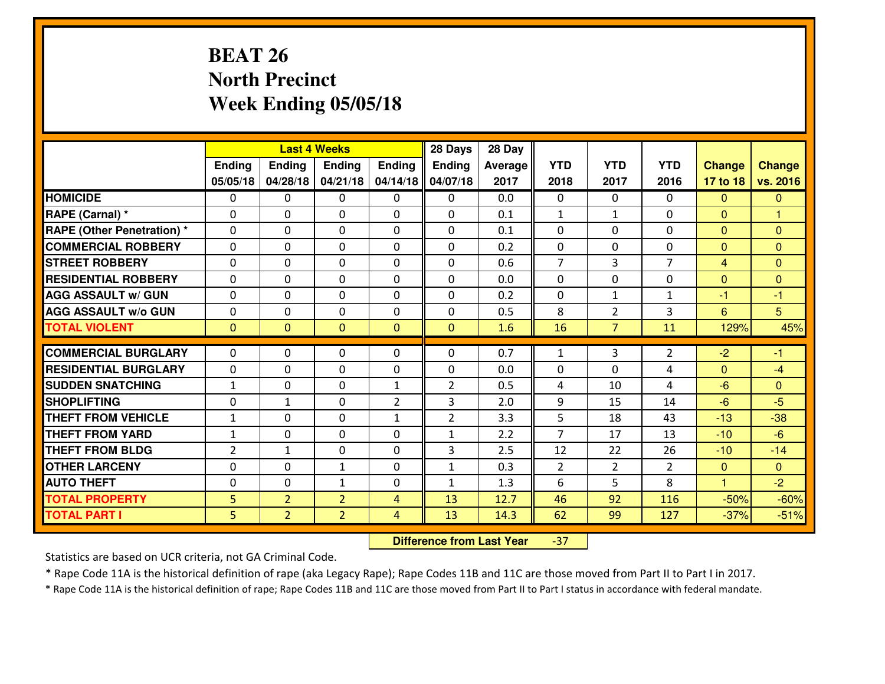# BEAT 26
## North Precinct
## Week Ending 05/05/18

| | Last 4 Weeks | | | | 28 Days | 28 Day | | | | | |
|---|---|---|---|---|---|---|---|---|---|---|---|
| | Ending 05/05/18 | Ending 04/28/18 | Ending 04/21/18 | Ending 04/14/18 | Ending 04/07/18 | Average 2017 | YTD 2018 | YTD 2017 | YTD 2016 | Change 17 to 18 | Change vs. 2016 |
| **HOMICIDE** | 0 | 0 | 0 | 0 | 0 | 0.0 | 0 | 0 | 0 | 0 | 0 |
| **RAPE (Carnal) *** | 0 | 0 | 0 | 0 | 0 | 0.1 | 1 | 1 | 0 | 0 | 1 |
| **RAPE (Other Penetration) *** | 0 | 0 | 0 | 0 | 0 | 0.1 | 0 | 0 | 0 | 0 | 0 |
| **COMMERCIAL ROBBERY** | 0 | 0 | 0 | 0 | 0 | 0.2 | 0 | 0 | 0 | 0 | 0 |
| **STREET ROBBERY** | 0 | 0 | 0 | 0 | 0 | 0.6 | 7 | 3 | 7 | 4 | 0 |
| **RESIDENTIAL ROBBERY** | 0 | 0 | 0 | 0 | 0 | 0.0 | 0 | 0 | 0 | 0 | 0 |
| **AGG ASSAULT w/ GUN** | 0 | 0 | 0 | 0 | 0 | 0.2 | 0 | 1 | 1 | -1 | -1 |
| **AGG ASSAULT w/o GUN** | 0 | 0 | 0 | 0 | 0 | 0.5 | 8 | 2 | 3 | 6 | 5 |
| **TOTAL VIOLENT** | 0 | 0 | 0 | 0 | 0 | 1.6 | 16 | 7 | 11 | 129% | 45% |
| **COMMERCIAL BURGLARY** | 0 | 0 | 0 | 0 | 0 | 0.7 | 1 | 3 | 2 | -2 | -1 |
| **RESIDENTIAL BURGLARY** | 0 | 0 | 0 | 0 | 0 | 0.0 | 0 | 0 | 4 | 0 | -4 |
| **SUDDEN SNATCHING** | 1 | 0 | 0 | 1 | 2 | 0.5 | 4 | 10 | 4 | -6 | 0 |
| **SHOPLIFTING** | 0 | 1 | 0 | 2 | 3 | 2.0 | 9 | 15 | 14 | -6 | -5 |
| **THEFT FROM VEHICLE** | 1 | 0 | 0 | 1 | 2 | 3.3 | 5 | 18 | 43 | -13 | -38 |
| **THEFT FROM YARD** | 1 | 0 | 0 | 0 | 1 | 2.2 | 7 | 17 | 13 | -10 | -6 |
| **THEFT FROM BLDG** | 2 | 1 | 0 | 0 | 3 | 2.5 | 12 | 22 | 26 | -10 | -14 |
| **OTHER LARCENY** | 0 | 0 | 1 | 0 | 1 | 0.3 | 2 | 2 | 2 | 0 | 0 |
| **AUTO THEFT** | 0 | 0 | 1 | 0 | 1 | 1.3 | 6 | 5 | 8 | 1 | -2 |
| **TOTAL PROPERTY** | 5 | 2 | 2 | 4 | 13 | 12.7 | 46 | 92 | 116 | -50% | -60% |
| **TOTAL PART I** | 5 | 2 | 2 | 4 | 13 | 14.3 | 62 | 99 | 127 | -37% | -51% |

**Difference from Last Year** -37

Statistics are based on UCR criteria, not GA Criminal Code.

* Rape Code 11A is the historical definition of rape (aka Legacy Rape); Rape Codes 11B and 11C are those moved from Part II to Part I in 2017.

* Rape Code 11A is the historical definition of rape; Rape Codes 11B and 11C are those moved from Part II to Part I status in accordance with federal mandate.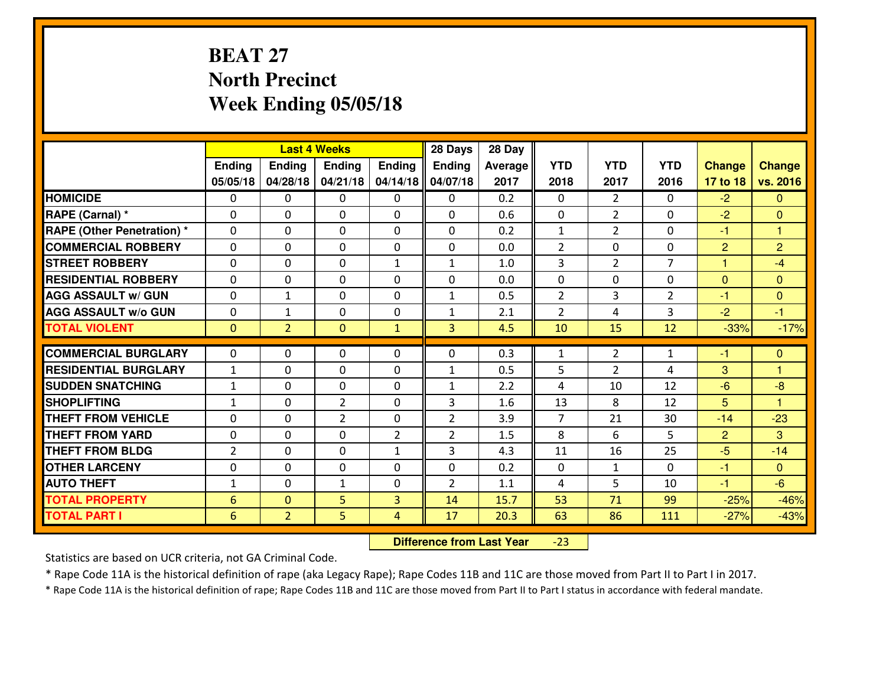# BEAT 27
## North Precinct
## Week Ending 05/05/18

| | Last 4 Weeks | | | | 28 Days | 28 Day | | | | | |
|---|---|---|---|---|---|---|---|---|---|---|---|
| | Ending 05/05/18 | Ending 04/28/18 | Ending 04/21/18 | Ending 04/14/18 | Ending 04/07/18 | Average 2017 | YTD 2018 | YTD 2017 | YTD 2016 | Change 17 to 18 | Change vs. 2016 |
| HOMICIDE | 0 | 0 | 0 | 0 | 0 | 0.2 | 0 | 2 | 0 | -2 | 0 |
| RAPE (Carnal) * | 0 | 0 | 0 | 0 | 0 | 0.6 | 0 | 2 | 0 | -2 | 0 |
| RAPE (Other Penetration) * | 0 | 0 | 0 | 0 | 0 | 0.2 | 1 | 2 | 0 | -1 | 1 |
| COMMERCIAL ROBBERY | 0 | 0 | 0 | 0 | 0 | 0.0 | 2 | 0 | 0 | 2 | 2 |
| STREET ROBBERY | 0 | 0 | 0 | 1 | 1 | 1.0 | 3 | 2 | 7 | 1 | -4 |
| RESIDENTIAL ROBBERY | 0 | 0 | 0 | 0 | 0 | 0.0 | 0 | 0 | 0 | 0 | 0 |
| AGG ASSAULT w/ GUN | 0 | 1 | 0 | 0 | 1 | 0.5 | 2 | 3 | 2 | -1 | 0 |
| AGG ASSAULT w/o GUN | 0 | 1 | 0 | 0 | 1 | 2.1 | 2 | 4 | 3 | -2 | -1 |
| TOTAL VIOLENT | 0 | 2 | 0 | 1 | 3 | 4.5 | 10 | 15 | 12 | -33% | -17% |
| COMMERCIAL BURGLARY | 0 | 0 | 0 | 0 | 0 | 0.3 | 1 | 2 | 1 | -1 | 0 |
| RESIDENTIAL BURGLARY | 1 | 0 | 0 | 0 | 1 | 0.5 | 5 | 2 | 4 | 3 | 1 |
| SUDDEN SNATCHING | 1 | 0 | 0 | 0 | 1 | 2.2 | 4 | 10 | 12 | -6 | -8 |
| SHOPLIFTING | 1 | 0 | 2 | 0 | 3 | 1.6 | 13 | 8 | 12 | 5 | 1 |
| THEFT FROM VEHICLE | 0 | 0 | 2 | 0 | 2 | 3.9 | 7 | 21 | 30 | -14 | -23 |
| THEFT FROM YARD | 0 | 0 | 0 | 2 | 2 | 1.5 | 8 | 6 | 5 | 2 | 3 |
| THEFT FROM BLDG | 2 | 0 | 0 | 1 | 3 | 4.3 | 11 | 16 | 25 | -5 | -14 |
| OTHER LARCENY | 0 | 0 | 0 | 0 | 0 | 0.2 | 0 | 1 | 0 | -1 | 0 |
| AUTO THEFT | 1 | 0 | 1 | 0 | 2 | 1.1 | 4 | 5 | 10 | -1 | -6 |
| TOTAL PROPERTY | 6 | 0 | 5 | 3 | 14 | 15.7 | 53 | 71 | 99 | -25% | -46% |
| TOTAL PART I | 6 | 2 | 5 | 4 | 17 | 20.3 | 63 | 86 | 111 | -27% | -43% |

**Difference from Last Year** -23

Statistics are based on UCR criteria, not GA Criminal Code.

* Rape Code 11A is the historical definition of rape (aka Legacy Rape); Rape Codes 11B and 11C are those moved from Part II to Part I in 2017.

* Rape Code 11A is the historical definition of rape; Rape Codes 11B and 11C are those moved from Part II to Part I status in accordance with federal mandate.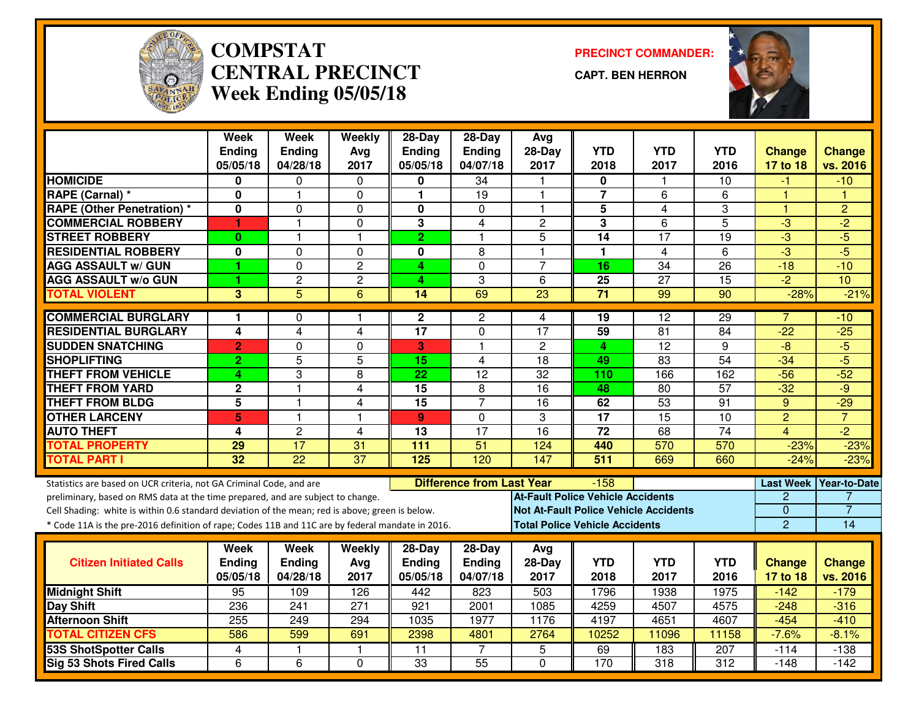# COMPSTAT
# CENTRAL PRECINCT
## Week Ending 05/05/18

**PRECINCT COMMANDER:**

**CAPT. BEN HERRON**

| | Week Ending 05/05/18 | Week Ending 04/28/18 | Weekly Avg 2017 | 28-Day Ending 05/05/18 | 28-Day Ending 04/07/18 | Avg 28-Day 2017 | YTD 2018 | YTD 2017 | YTD 2016 | Change 17 to 18 | Change vs. 2016 |
|---|---|---|---|---|---|---|---|---|---|---|---|
| **HOMICIDE** | 0 | 0 | 0 | 0 | 34 | 1 | 0 | 1 | 10 | -1 | -10 |
| **RAPE (Carnal) *** | 0 | 1 | 0 | 1 | 19 | 1 | 7 | 6 | 6 | 1 | 1 |
| **RAPE (Other Penetration) *** | 0 | 0 | 0 | 0 | 0 | 1 | 5 | 4 | 3 | 1 | 2 |
| **COMMERCIAL ROBBERY** | 1 | 1 | 0 | 3 | 4 | 2 | 3 | 6 | 5 | -3 | -2 |
| **STREET ROBBERY** | 0 | 1 | 1 | 2 | 1 | 5 | 14 | 17 | 19 | -3 | -5 |
| **RESIDENTIAL ROBBERY** | 0 | 0 | 0 | 0 | 8 | 1 | 1 | 4 | 6 | -3 | -5 |
| **AGG ASSAULT w/ GUN** | 1 | 0 | 2 | 4 | 0 | 7 | 16 | 34 | 26 | -18 | -10 |
| **AGG ASSAULT w/o GUN** | 1 | 2 | 2 | 4 | 3 | 6 | 25 | 27 | 15 | -2 | 10 |
| **TOTAL VIOLENT** | 3 | 5 | 6 | 14 | 69 | 23 | 71 | 99 | 90 | -28% | -21% |
| **COMMERCIAL BURGLARY** | 1 | 0 | 1 | 2 | 2 | 4 | 19 | 12 | 29 | 7 | -10 |
| **RESIDENTIAL BURGLARY** | 4 | 4 | 4 | 17 | 0 | 17 | 59 | 81 | 84 | -22 | -25 |
| **SUDDEN SNATCHING** | 2 | 0 | 0 | 3 | 1 | 2 | 4 | 12 | 9 | -8 | -5 |
| **SHOPLIFTING** | 2 | 5 | 5 | 15 | 4 | 18 | 49 | 83 | 54 | -34 | -5 |
| **THEFT FROM VEHICLE** | 4 | 3 | 8 | 22 | 12 | 32 | 110 | 166 | 162 | -56 | -52 |
| **THEFT FROM YARD** | 2 | 1 | 4 | 15 | 8 | 16 | 48 | 80 | 57 | -32 | -9 |
| **THEFT FROM BLDG** | 5 | 1 | 4 | 15 | 7 | 16 | 62 | 53 | 91 | 9 | -29 |
| **OTHER LARCENY** | 5 | 1 | 1 | 9 | 0 | 3 | 17 | 15 | 10 | 2 | 7 |
| **AUTO THEFT** | 4 | 2 | 4 | 13 | 17 | 16 | 72 | 68 | 74 | 4 | -2 |
| **TOTAL PROPERTY** | 29 | 17 | 31 | 111 | 51 | 124 | 440 | 570 | 570 | -23% | -23% |
| **TOTAL PART I** | 32 | 22 | 37 | 125 | 120 | 147 | 511 | 669 | 660 | -24% | -23% |

Statistics are based on UCR criteria, not GA Criminal Code, and are preliminary, based on RMS data at the time prepared, and are subject to change.

Cell Shading: white is within 0.6 standard deviation of the mean; red is above; green is below.

* Code 11A is the pre-2016 definition of rape; Codes 11B and 11C are by federal mandate in 2016.

**Difference from Last Year**: -158

| | Last Week | Year-to-Date |
|---|---|---|
| **At-Fault Police Vehicle Accidents** | 2 | 7 |
| **Not At-Fault Police Vehicle Accidents** | 0 | 7 |
| **Total Police Vehicle Accidents** | 2 | 14 |

| Citizen Initiated Calls | Week Ending 05/05/18 | Week Ending 04/28/18 | Weekly Avg 2017 | 28-Day Ending 05/05/18 | 28-Day Ending 04/07/18 | Avg 28-Day 2017 | YTD 2018 | YTD 2017 | YTD 2016 | Change 17 to 18 | Change vs. 2016 |
|---|---|---|---|---|---|---|---|---|---|---|---|
| **Midnight Shift** | 95 | 109 | 126 | 442 | 823 | 503 | 1796 | 1938 | 1975 | -142 | -179 |
| **Day Shift** | 236 | 241 | 271 | 921 | 2001 | 1085 | 4259 | 4507 | 4575 | -248 | -316 |
| **Afternoon Shift** | 255 | 249 | 294 | 1035 | 1977 | 1176 | 4197 | 4651 | 4607 | -454 | -410 |
| **TOTAL CITIZEN CFS** | 586 | 599 | 691 | 2398 | 4801 | 2764 | 10252 | 11096 | 11158 | -7.6% | -8.1% |
| **53S ShotSpotter Calls** | 4 | 1 | 1 | 11 | 7 | 5 | 69 | 183 | 207 | -114 | -138 |
| **Sig 53 Shots Fired Calls** | 6 | 6 | 0 | 33 | 55 | 0 | 170 | 318 | 312 | -148 | -142 |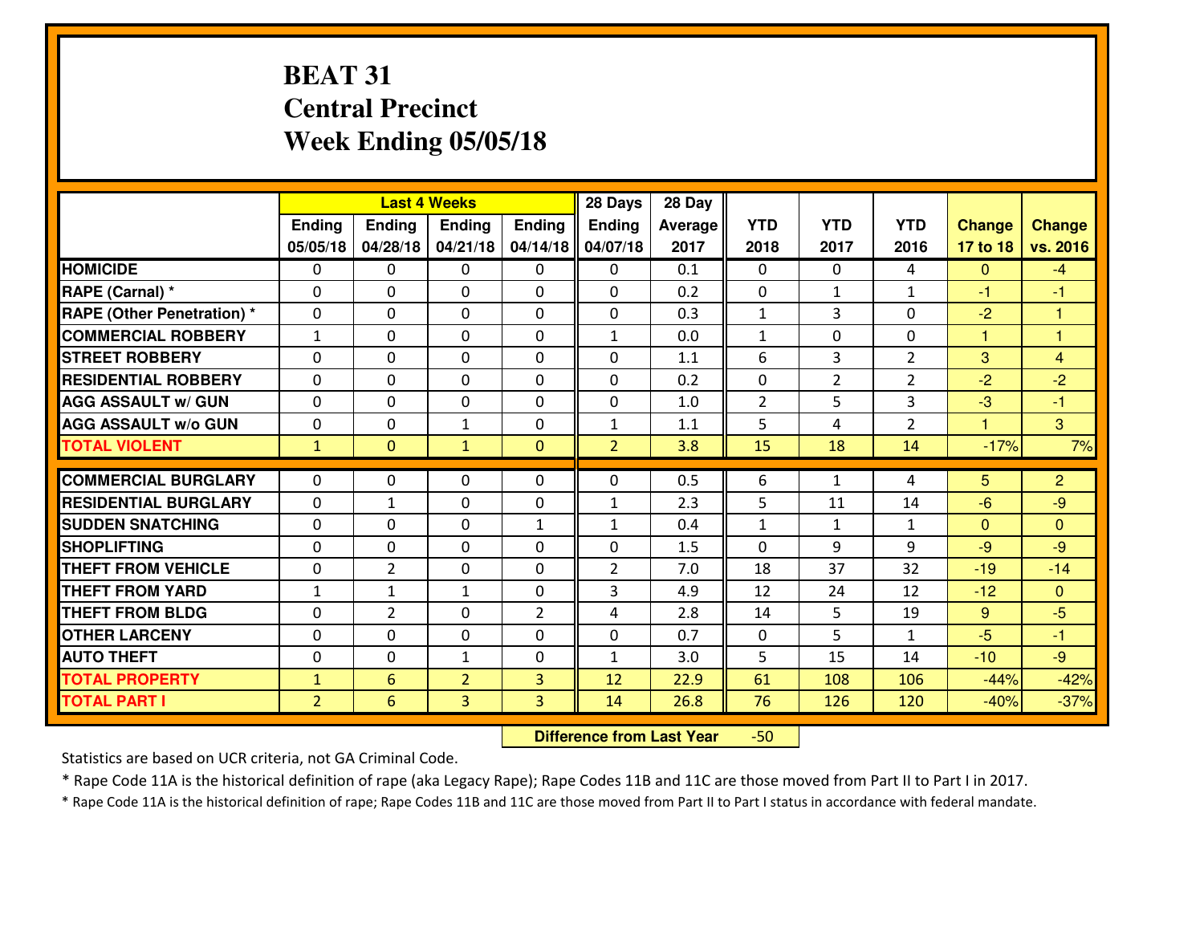# BEAT 31
## Central Precinct
## Week Ending 05/05/18

| | Last 4 Weeks | | | | 28 Days | 28 Day | | | | | |
|---|---|---|---|---|---|---|---|---|---|---|---|
| | Ending 05/05/18 | Ending 04/28/18 | Ending 04/21/18 | Ending 04/14/18 | Ending 04/07/18 | Average 2017 | YTD 2018 | YTD 2017 | YTD 2016 | Change 17 to 18 | Change vs. 2016 |
| HOMICIDE | 0 | 0 | 0 | 0 | 0 | 0.1 | 0 | 0 | 4 | 0 | -4 |
| RAPE (Carnal) * | 0 | 0 | 0 | 0 | 0 | 0.2 | 0 | 1 | 1 | -1 | -1 |
| RAPE (Other Penetration) * | 0 | 0 | 0 | 0 | 0 | 0.3 | 1 | 3 | 0 | -2 | 1 |
| COMMERCIAL ROBBERY | 1 | 0 | 0 | 0 | 1 | 0.0 | 1 | 0 | 0 | 1 | 1 |
| STREET ROBBERY | 0 | 0 | 0 | 0 | 0 | 1.1 | 6 | 3 | 2 | 3 | 4 |
| RESIDENTIAL ROBBERY | 0 | 0 | 0 | 0 | 0 | 0.2 | 0 | 2 | 2 | -2 | -2 |
| AGG ASSAULT w/ GUN | 0 | 0 | 0 | 0 | 0 | 1.0 | 2 | 5 | 3 | -3 | -1 |
| AGG ASSAULT w/o GUN | 0 | 0 | 1 | 0 | 1 | 1.1 | 5 | 4 | 2 | 1 | 3 |
| TOTAL VIOLENT | 1 | 0 | 1 | 0 | 2 | 3.8 | 15 | 18 | 14 | -17% | 7% |
| COMMERCIAL BURGLARY | 0 | 0 | 0 | 0 | 0 | 0.5 | 6 | 1 | 4 | 5 | 2 |
| RESIDENTIAL BURGLARY | 0 | 1 | 0 | 0 | 1 | 2.3 | 5 | 11 | 14 | -6 | -9 |
| SUDDEN SNATCHING | 0 | 0 | 0 | 1 | 1 | 0.4 | 1 | 1 | 1 | 0 | 0 |
| SHOPLIFTING | 0 | 0 | 0 | 0 | 0 | 1.5 | 0 | 9 | 9 | -9 | -9 |
| THEFT FROM VEHICLE | 0 | 2 | 0 | 0 | 2 | 7.0 | 18 | 37 | 32 | -19 | -14 |
| THEFT FROM YARD | 1 | 1 | 1 | 0 | 3 | 4.9 | 12 | 24 | 12 | -12 | 0 |
| THEFT FROM BLDG | 0 | 2 | 0 | 2 | 4 | 2.8 | 14 | 5 | 19 | 9 | -5 |
| OTHER LARCENY | 0 | 0 | 0 | 0 | 0 | 0.7 | 0 | 5 | 1 | -5 | -1 |
| AUTO THEFT | 0 | 0 | 1 | 0 | 1 | 3.0 | 5 | 15 | 14 | -10 | -9 |
| TOTAL PROPERTY | 1 | 6 | 2 | 3 | 12 | 22.9 | 61 | 108 | 106 | -44% | -42% |
| TOTAL PART I | 2 | 6 | 3 | 3 | 14 | 26.8 | 76 | 126 | 120 | -40% | -37% |

**Difference from Last Year** -50

Statistics are based on UCR criteria, not GA Criminal Code.

* Rape Code 11A is the historical definition of rape (aka Legacy Rape); Rape Codes 11B and 11C are those moved from Part II to Part I in 2017.

* Rape Code 11A is the historical definition of rape; Rape Codes 11B and 11C are those moved from Part II to Part I status in accordance with federal mandate.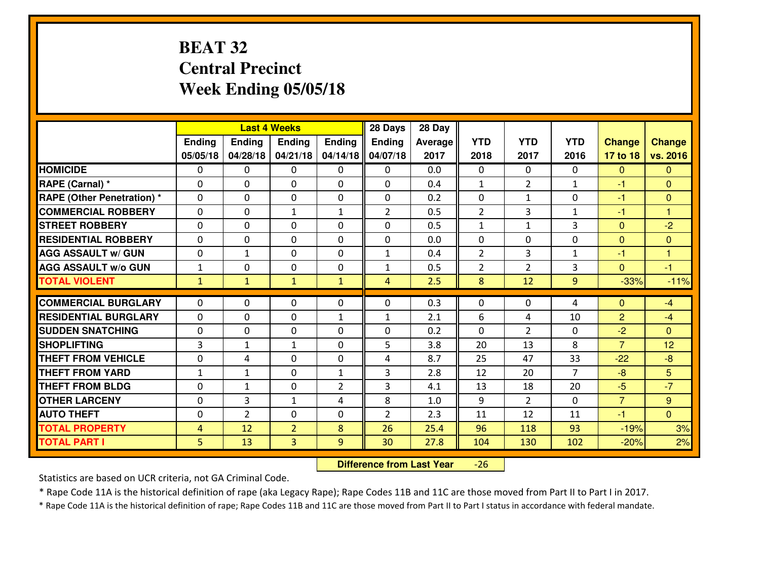# BEAT 32
# Central Precinct
# Week Ending 05/05/18

| | Last 4 Weeks | | | | 28 Days | 28 Day | | | | | |
|---|---|---|---|---|---|---|---|---|---|---|---|
| | Ending 05/05/18 | Ending 04/28/18 | Ending 04/21/18 | Ending 04/14/18 | Ending 04/07/18 | Average 2017 | YTD 2018 | YTD 2017 | YTD 2016 | Change 17 to 18 | Change vs. 2016 |
| **HOMICIDE** | 0 | 0 | 0 | 0 | 0 | 0.0 | 0 | 0 | 0 | 0 | 0 |
| **RAPE (Carnal) *** | 0 | 0 | 0 | 0 | 0 | 0.4 | 1 | 2 | 1 | -1 | 0 |
| **RAPE (Other Penetration) *** | 0 | 0 | 0 | 0 | 0 | 0.2 | 0 | 1 | 0 | -1 | 0 |
| **COMMERCIAL ROBBERY** | 0 | 0 | 1 | 1 | 2 | 0.5 | 2 | 3 | 1 | -1 | 1 |
| **STREET ROBBERY** | 0 | 0 | 0 | 0 | 0 | 0.5 | 1 | 1 | 3 | 0 | -2 |
| **RESIDENTIAL ROBBERY** | 0 | 0 | 0 | 0 | 0 | 0.0 | 0 | 0 | 0 | 0 | 0 |
| **AGG ASSAULT w/ GUN** | 0 | 1 | 0 | 0 | 1 | 0.4 | 2 | 3 | 1 | -1 | 1 |
| **AGG ASSAULT w/o GUN** | 1 | 0 | 0 | 0 | 1 | 0.5 | 2 | 2 | 3 | 0 | -1 |
| **TOTAL VIOLENT** | 1 | 1 | 1 | 1 | 4 | 2.5 | 8 | 12 | 9 | -33% | -11% |
| **COMMERCIAL BURGLARY** | 0 | 0 | 0 | 0 | 0 | 0.3 | 0 | 0 | 4 | 0 | -4 |
| **RESIDENTIAL BURGLARY** | 0 | 0 | 0 | 1 | 1 | 2.1 | 6 | 4 | 10 | 2 | -4 |
| **SUDDEN SNATCHING** | 0 | 0 | 0 | 0 | 0 | 0.2 | 0 | 2 | 0 | -2 | 0 |
| **SHOPLIFTING** | 3 | 1 | 1 | 0 | 5 | 3.8 | 20 | 13 | 8 | 7 | 12 |
| **THEFT FROM VEHICLE** | 0 | 4 | 0 | 0 | 4 | 8.7 | 25 | 47 | 33 | -22 | -8 |
| **THEFT FROM YARD** | 1 | 1 | 0 | 1 | 3 | 2.8 | 12 | 20 | 7 | -8 | 5 |
| **THEFT FROM BLDG** | 0 | 1 | 0 | 2 | 3 | 4.1 | 13 | 18 | 20 | -5 | -7 |
| **OTHER LARCENY** | 0 | 3 | 1 | 4 | 8 | 1.0 | 9 | 2 | 0 | 7 | 9 |
| **AUTO THEFT** | 0 | 2 | 0 | 0 | 2 | 2.3 | 11 | 12 | 11 | -1 | 0 |
| **TOTAL PROPERTY** | 4 | 12 | 2 | 8 | 26 | 25.4 | 96 | 118 | 93 | -19% | 3% |
| **TOTAL PART I** | 5 | 13 | 3 | 9 | 30 | 27.8 | 104 | 130 | 102 | -20% | 2% |

**Difference from Last Year** -26

Statistics are based on UCR criteria, not GA Criminal Code.

* Rape Code 11A is the historical definition of rape (aka Legacy Rape); Rape Codes 11B and 11C are those moved from Part II to Part I in 2017.

* Rape Code 11A is the historical definition of rape; Rape Codes 11B and 11C are those moved from Part II to Part I status in accordance with federal mandate.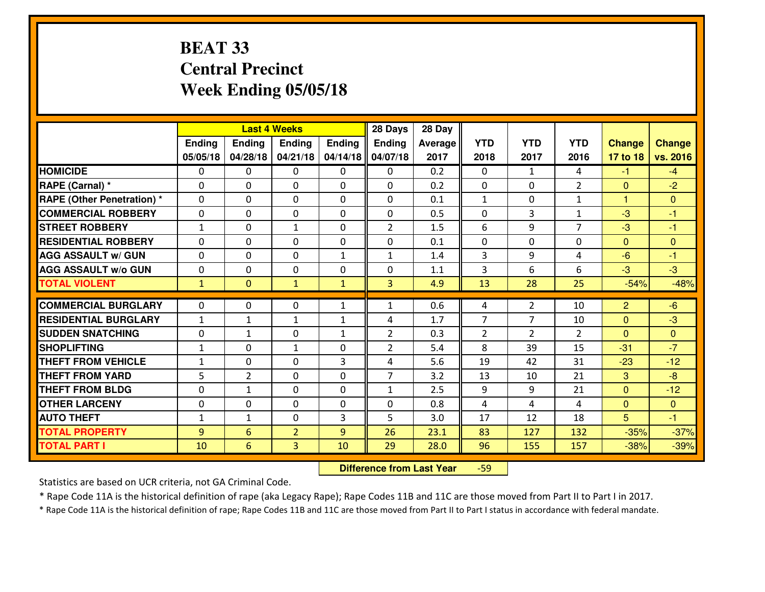# BEAT 33
## Central Precinct
## Week Ending 05/05/18

| | Last 4 Weeks | | | | 28 Days | 28 Day | | | | | |
|---|---|---|---|---|---|---|---|---|---|---|---|
| | Ending 05/05/18 | Ending 04/28/18 | Ending 04/21/18 | Ending 04/14/18 | Ending 04/07/18 | Average 2017 | YTD 2018 | YTD 2017 | YTD 2016 | Change 17 to 18 | Change vs. 2016 |
| **HOMICIDE** | 0 | 0 | 0 | 0 | 0 | 0.2 | 0 | 1 | 4 | -1 | -4 |
| **RAPE (Carnal) *** | 0 | 0 | 0 | 0 | 0 | 0.2 | 0 | 0 | 2 | 0 | -2 |
| **RAPE (Other Penetration) *** | 0 | 0 | 0 | 0 | 0 | 0.1 | 1 | 0 | 1 | 1 | 0 |
| **COMMERCIAL ROBBERY** | 0 | 0 | 0 | 0 | 0 | 0.5 | 0 | 3 | 1 | -3 | -1 |
| **STREET ROBBERY** | 1 | 0 | 1 | 0 | 2 | 1.5 | 6 | 9 | 7 | -3 | -1 |
| **RESIDENTIAL ROBBERY** | 0 | 0 | 0 | 0 | 0 | 0.1 | 0 | 0 | 0 | 0 | 0 |
| **AGG ASSAULT w/ GUN** | 0 | 0 | 0 | 1 | 1 | 1.4 | 3 | 9 | 4 | -6 | -1 |
| **AGG ASSAULT w/o GUN** | 0 | 0 | 0 | 0 | 0 | 1.1 | 3 | 6 | 6 | -3 | -3 |
| **TOTAL VIOLENT** | 1 | 0 | 1 | 1 | 3 | 4.9 | 13 | 28 | 25 | -54% | -48% |
| **COMMERCIAL BURGLARY** | 0 | 0 | 0 | 1 | 1 | 0.6 | 4 | 2 | 10 | 2 | -6 |
| **RESIDENTIAL BURGLARY** | 1 | 1 | 1 | 1 | 4 | 1.7 | 7 | 7 | 10 | 0 | -3 |
| **SUDDEN SNATCHING** | 0 | 1 | 0 | 1 | 2 | 0.3 | 2 | 2 | 2 | 0 | 0 |
| **SHOPLIFTING** | 1 | 0 | 1 | 0 | 2 | 5.4 | 8 | 39 | 15 | -31 | -7 |
| **THEFT FROM VEHICLE** | 1 | 0 | 0 | 3 | 4 | 5.6 | 19 | 42 | 31 | -23 | -12 |
| **THEFT FROM YARD** | 5 | 2 | 0 | 0 | 7 | 3.2 | 13 | 10 | 21 | 3 | -8 |
| **THEFT FROM BLDG** | 0 | 1 | 0 | 0 | 1 | 2.5 | 9 | 9 | 21 | 0 | -12 |
| **OTHER LARCENY** | 0 | 0 | 0 | 0 | 0 | 0.8 | 4 | 4 | 4 | 0 | 0 |
| **AUTO THEFT** | 1 | 1 | 0 | 3 | 5 | 3.0 | 17 | 12 | 18 | 5 | -1 |
| **TOTAL PROPERTY** | 9 | 6 | 2 | 9 | 26 | 23.1 | 83 | 127 | 132 | -35% | -37% |
| **TOTAL PART I** | 10 | 6 | 3 | 10 | 29 | 28.0 | 96 | 155 | 157 | -38% | -39% |

**Difference from Last Year** -59

Statistics are based on UCR criteria, not GA Criminal Code.

* Rape Code 11A is the historical definition of rape (aka Legacy Rape); Rape Codes 11B and 11C are those moved from Part II to Part I in 2017.

* Rape Code 11A is the historical definition of rape; Rape Codes 11B and 11C are those moved from Part II to Part I status in accordance with federal mandate.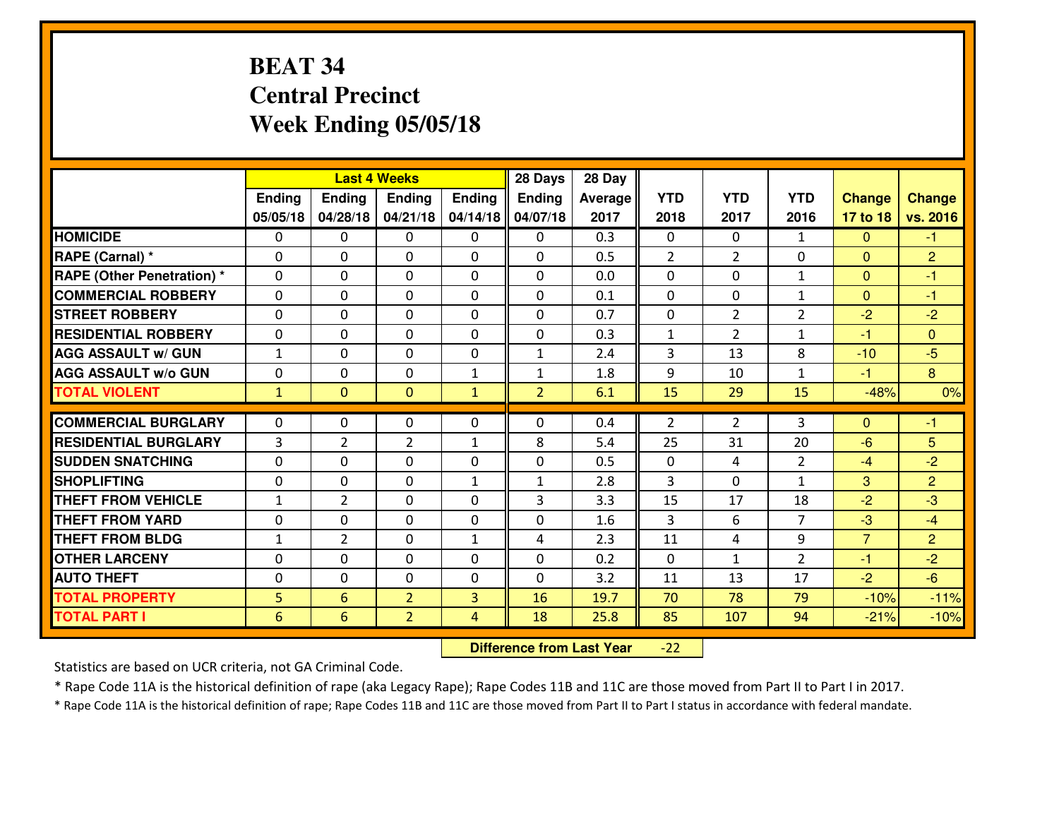# BEAT 34
## Central Precinct
## Week Ending 05/05/18

| | Last 4 Weeks | | | | 28 Days | 28 Day | | | | | |
|---|---|---|---|---|---|---|---|---|---|---|---|
| | Ending 05/05/18 | Ending 04/28/18 | Ending 04/21/18 | Ending 04/14/18 | Ending 04/07/18 | Average 2017 | YTD 2018 | YTD 2017 | YTD 2016 | Change 17 to 18 | Change vs. 2016 |
| HOMICIDE | 0 | 0 | 0 | 0 | 0 | 0.3 | 0 | 0 | 1 | 0 | -1 |
| RAPE (Carnal) * | 0 | 0 | 0 | 0 | 0 | 0.5 | 2 | 2 | 0 | 0 | 2 |
| RAPE (Other Penetration) * | 0 | 0 | 0 | 0 | 0 | 0.0 | 0 | 0 | 1 | 0 | -1 |
| COMMERCIAL ROBBERY | 0 | 0 | 0 | 0 | 0 | 0.1 | 0 | 0 | 1 | 0 | -1 |
| STREET ROBBERY | 0 | 0 | 0 | 0 | 0 | 0.7 | 0 | 2 | 2 | -2 | -2 |
| RESIDENTIAL ROBBERY | 0 | 0 | 0 | 0 | 0 | 0.3 | 1 | 2 | 1 | -1 | 0 |
| AGG ASSAULT w/ GUN | 1 | 0 | 0 | 0 | 1 | 2.4 | 3 | 13 | 8 | -10 | -5 |
| AGG ASSAULT w/o GUN | 0 | 0 | 0 | 1 | 1 | 1.8 | 9 | 10 | 1 | -1 | 8 |
| TOTAL VIOLENT | 1 | 0 | 0 | 1 | 2 | 6.1 | 15 | 29 | 15 | -48% | 0% |
| COMMERCIAL BURGLARY | 0 | 0 | 0 | 0 | 0 | 0.4 | 2 | 2 | 3 | 0 | -1 |
| RESIDENTIAL BURGLARY | 3 | 2 | 2 | 1 | 8 | 5.4 | 25 | 31 | 20 | -6 | 5 |
| SUDDEN SNATCHING | 0 | 0 | 0 | 0 | 0 | 0.5 | 0 | 4 | 2 | -4 | -2 |
| SHOPLIFTING | 0 | 0 | 0 | 1 | 1 | 2.8 | 3 | 0 | 1 | 3 | 2 |
| THEFT FROM VEHICLE | 1 | 2 | 0 | 0 | 3 | 3.3 | 15 | 17 | 18 | -2 | -3 |
| THEFT FROM YARD | 0 | 0 | 0 | 0 | 0 | 1.6 | 3 | 6 | 7 | -3 | -4 |
| THEFT FROM BLDG | 1 | 2 | 0 | 1 | 4 | 2.3 | 11 | 4 | 9 | 7 | 2 |
| OTHER LARCENY | 0 | 0 | 0 | 0 | 0 | 0.2 | 0 | 1 | 2 | -1 | -2 |
| AUTO THEFT | 0 | 0 | 0 | 0 | 0 | 3.2 | 11 | 13 | 17 | -2 | -6 |
| TOTAL PROPERTY | 5 | 6 | 2 | 3 | 16 | 19.7 | 70 | 78 | 79 | -10% | -11% |
| TOTAL PART I | 6 | 6 | 2 | 4 | 18 | 25.8 | 85 | 107 | 94 | -21% | -10% |

**Difference from Last Year** -22

Statistics are based on UCR criteria, not GA Criminal Code.

* Rape Code 11A is the historical definition of rape (aka Legacy Rape); Rape Codes 11B and 11C are those moved from Part II to Part I in 2017.

* Rape Code 11A is the historical definition of rape; Rape Codes 11B and 11C are those moved from Part II to Part I status in accordance with federal mandate.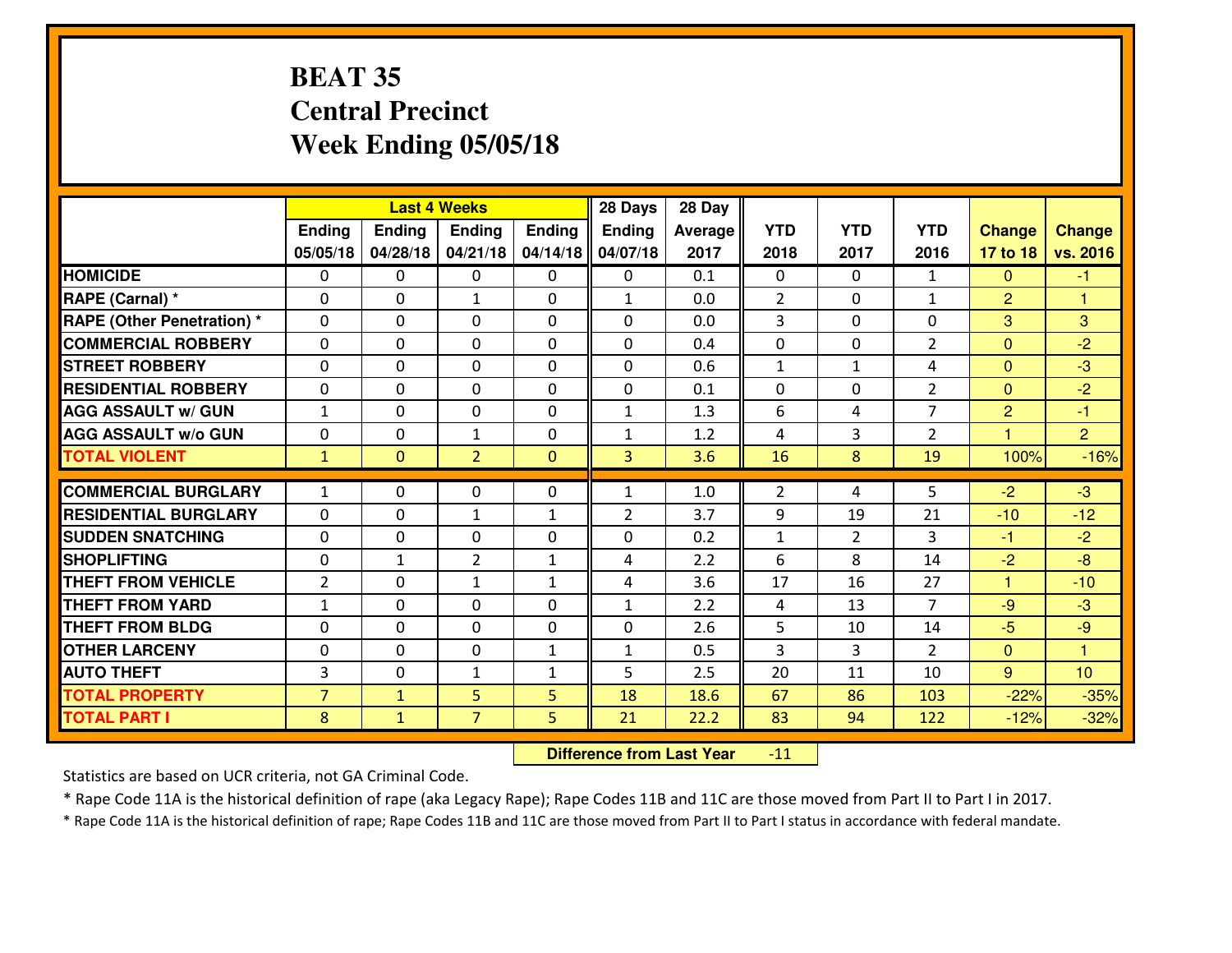# BEAT 35
# Central Precinct
# Week Ending 05/05/18

| | Last 4 Weeks | | | | 28 Days | 28 Day | | | | | |
|---|---|---|---|---|---|---|---|---|---|---|---|
| | Ending 05/05/18 | Ending 04/28/18 | Ending 04/21/18 | Ending 04/14/18 | Ending 04/07/18 | Average 2017 | YTD 2018 | YTD 2017 | YTD 2016 | Change 17 to 18 | Change vs. 2016 |
| **HOMICIDE** | 0 | 0 | 0 | 0 | 0 | 0.1 | 0 | 0 | 1 | 0 | -1 |
| **RAPE (Carnal) *** | 0 | 0 | 1 | 0 | 1 | 0.0 | 2 | 0 | 1 | 2 | 1 |
| **RAPE (Other Penetration) *** | 0 | 0 | 0 | 0 | 0 | 0.0 | 3 | 0 | 0 | 3 | 3 |
| **COMMERCIAL ROBBERY** | 0 | 0 | 0 | 0 | 0 | 0.4 | 0 | 0 | 2 | 0 | -2 |
| **STREET ROBBERY** | 0 | 0 | 0 | 0 | 0 | 0.6 | 1 | 1 | 4 | 0 | -3 |
| **RESIDENTIAL ROBBERY** | 0 | 0 | 0 | 0 | 0 | 0.1 | 0 | 0 | 2 | 0 | -2 |
| **AGG ASSAULT w/ GUN** | 1 | 0 | 0 | 0 | 1 | 1.3 | 6 | 4 | 7 | 2 | -1 |
| **AGG ASSAULT w/o GUN** | 0 | 0 | 1 | 0 | 1 | 1.2 | 4 | 3 | 2 | 1 | 2 |
| **TOTAL VIOLENT** | 1 | 0 | 2 | 0 | 3 | 3.6 | 16 | 8 | 19 | 100% | -16% |
| **COMMERCIAL BURGLARY** | 1 | 0 | 0 | 0 | 1 | 1.0 | 2 | 4 | 5 | -2 | -3 |
| **RESIDENTIAL BURGLARY** | 0 | 0 | 1 | 1 | 2 | 3.7 | 9 | 19 | 21 | -10 | -12 |
| **SUDDEN SNATCHING** | 0 | 0 | 0 | 0 | 0 | 0.2 | 1 | 2 | 3 | -1 | -2 |
| **SHOPLIFTING** | 0 | 1 | 2 | 1 | 4 | 2.2 | 6 | 8 | 14 | -2 | -8 |
| **THEFT FROM VEHICLE** | 2 | 0 | 1 | 1 | 4 | 3.6 | 17 | 16 | 27 | 1 | -10 |
| **THEFT FROM YARD** | 1 | 0 | 0 | 0 | 1 | 2.2 | 4 | 13 | 7 | -9 | -3 |
| **THEFT FROM BLDG** | 0 | 0 | 0 | 0 | 0 | 2.6 | 5 | 10 | 14 | -5 | -9 |
| **OTHER LARCENY** | 0 | 0 | 0 | 1 | 1 | 0.5 | 3 | 3 | 2 | 0 | 1 |
| **AUTO THEFT** | 3 | 0 | 1 | 1 | 5 | 2.5 | 20 | 11 | 10 | 9 | 10 |
| **TOTAL PROPERTY** | 7 | 1 | 5 | 5 | 18 | 18.6 | 67 | 86 | 103 | -22% | -35% |
| **TOTAL PART I** | 8 | 1 | 7 | 5 | 21 | 22.2 | 83 | 94 | 122 | -12% | -32% |

**Difference from Last Year** -11

Statistics are based on UCR criteria, not GA Criminal Code.

* Rape Code 11A is the historical definition of rape (aka Legacy Rape); Rape Codes 11B and 11C are those moved from Part II to Part I in 2017.

* Rape Code 11A is the historical definition of rape; Rape Codes 11B and 11C are those moved from Part II to Part I status in accordance with federal mandate.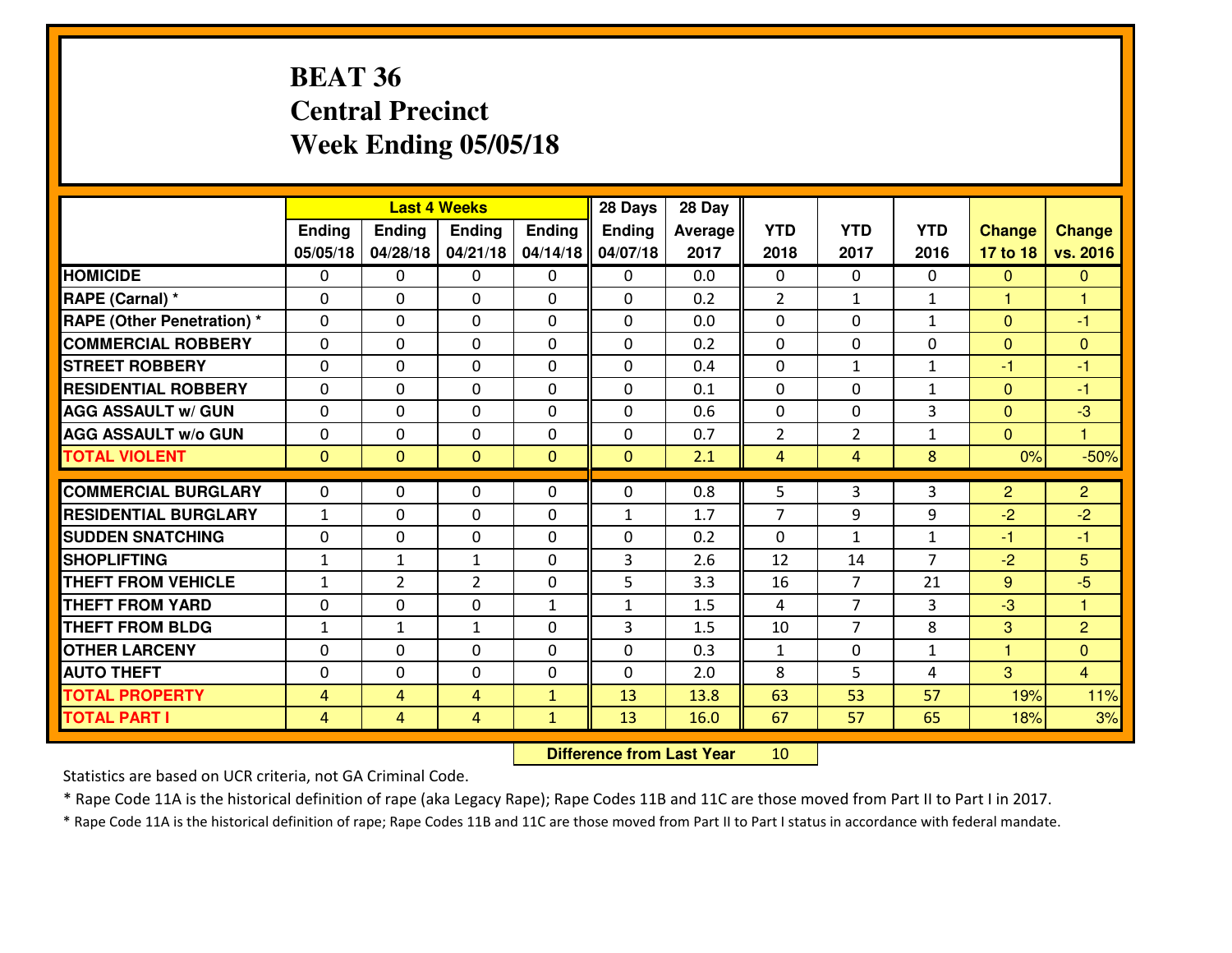# BEAT 36
# Central Precinct
# Week Ending 05/05/18

| | Last 4 Weeks | | | | 28 Days | 28 Day | | | | | |
|---|---|---|---|---|---|---|---|---|---|---|---|
| | Ending 05/05/18 | Ending 04/28/18 | Ending 04/21/18 | Ending 04/14/18 | Ending 04/07/18 | Average 2017 | YTD 2018 | YTD 2017 | YTD 2016 | Change 17 to 18 | Change vs. 2016 |
| HOMICIDE | 0 | 0 | 0 | 0 | 0 | 0.0 | 0 | 0 | 0 | 0 | 0 |
| RAPE (Carnal) * | 0 | 0 | 0 | 0 | 0 | 0.2 | 2 | 1 | 1 | 1 | 1 |
| RAPE (Other Penetration) * | 0 | 0 | 0 | 0 | 0 | 0.0 | 0 | 0 | 1 | 0 | -1 |
| COMMERCIAL ROBBERY | 0 | 0 | 0 | 0 | 0 | 0.2 | 0 | 0 | 0 | 0 | 0 |
| STREET ROBBERY | 0 | 0 | 0 | 0 | 0 | 0.4 | 0 | 1 | 1 | -1 | -1 |
| RESIDENTIAL ROBBERY | 0 | 0 | 0 | 0 | 0 | 0.1 | 0 | 0 | 1 | 0 | -1 |
| AGG ASSAULT w/ GUN | 0 | 0 | 0 | 0 | 0 | 0.6 | 0 | 0 | 3 | 0 | -3 |
| AGG ASSAULT w/o GUN | 0 | 0 | 0 | 0 | 0 | 0.7 | 2 | 2 | 1 | 0 | 1 |
| TOTAL VIOLENT | 0 | 0 | 0 | 0 | 0 | 2.1 | 4 | 4 | 8 | 0% | -50% |
| COMMERCIAL BURGLARY | 0 | 0 | 0 | 0 | 0 | 0.8 | 5 | 3 | 3 | 2 | 2 |
| RESIDENTIAL BURGLARY | 1 | 0 | 0 | 0 | 1 | 1.7 | 7 | 9 | 9 | -2 | -2 |
| SUDDEN SNATCHING | 0 | 0 | 0 | 0 | 0 | 0.2 | 0 | 1 | 1 | -1 | -1 |
| SHOPLIFTING | 1 | 1 | 1 | 0 | 3 | 2.6 | 12 | 14 | 7 | -2 | 5 |
| THEFT FROM VEHICLE | 1 | 2 | 2 | 0 | 5 | 3.3 | 16 | 7 | 21 | 9 | -5 |
| THEFT FROM YARD | 0 | 0 | 0 | 1 | 1 | 1.5 | 4 | 7 | 3 | -3 | 1 |
| THEFT FROM BLDG | 1 | 1 | 1 | 0 | 3 | 1.5 | 10 | 7 | 8 | 3 | 2 |
| OTHER LARCENY | 0 | 0 | 0 | 0 | 0 | 0.3 | 1 | 0 | 1 | 1 | 0 |
| AUTO THEFT | 0 | 0 | 0 | 0 | 0 | 2.0 | 8 | 5 | 4 | 3 | 4 |
| TOTAL PROPERTY | 4 | 4 | 4 | 1 | 13 | 13.8 | 63 | 53 | 57 | 19% | 11% |
| TOTAL PART I | 4 | 4 | 4 | 1 | 13 | 16.0 | 67 | 57 | 65 | 18% | 3% |

**Difference from Last Year** 10

Statistics are based on UCR criteria, not GA Criminal Code.

* Rape Code 11A is the historical definition of rape (aka Legacy Rape); Rape Codes 11B and 11C are those moved from Part II to Part I in 2017.

* Rape Code 11A is the historical definition of rape; Rape Codes 11B and 11C are those moved from Part II to Part I status in accordance with federal mandate.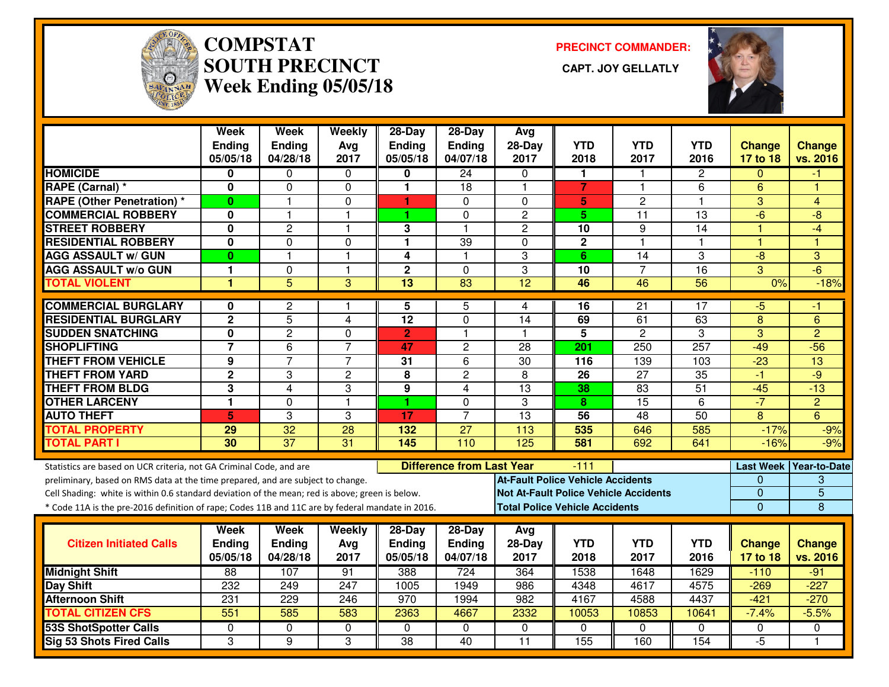# COMPSTAT SOUTH PRECINCT
## Week Ending 05/05/18

**PRECINCT COMMANDER:**

**CAPT. JOY GELLATLY**

| | Week Ending 05/05/18 | Week Ending 04/28/18 | Weekly Avg 2017 | 28-Day Ending 05/05/18 | 28-Day Ending 04/07/18 | Avg 28-Day 2017 | YTD 2018 | YTD 2017 | YTD 2016 | Change 17 to 18 | Change vs. 2016 |
|---|---|---|---|---|---|---|---|---|---|---|---|
| **HOMICIDE** | 0 | 0 | 0 | 0 | 24 | 0 | 1 | 1 | 2 | 0 | -1 |
| **RAPE (Carnal) *** | 0 | 0 | 0 | 1 | 18 | 1 | 7 | 1 | 6 | 6 | 1 |
| **RAPE (Other Penetration) *** | 0 | 1 | 0 | 1 | 0 | 0 | 5 | 2 | 1 | 3 | 4 |
| **COMMERCIAL ROBBERY** | 0 | 1 | 1 | 1 | 0 | 2 | 5 | 11 | 13 | -6 | -8 |
| **STREET ROBBERY** | 0 | 2 | 1 | 3 | 1 | 2 | 10 | 9 | 14 | 1 | -4 |
| **RESIDENTIAL ROBBERY** | 0 | 0 | 0 | 1 | 39 | 0 | 2 | 1 | 1 | 1 | 1 |
| **AGG ASSAULT w/ GUN** | 0 | 1 | 1 | 4 | 1 | 3 | 6 | 14 | 3 | -8 | 3 |
| **AGG ASSAULT w/o GUN** | 1 | 0 | 1 | 2 | 0 | 3 | 10 | 7 | 16 | 3 | -6 |
| **TOTAL VIOLENT** | 1 | 5 | 3 | 13 | 83 | 12 | 46 | 46 | 56 | 0% | -18% |
| **COMMERCIAL BURGLARY** | 0 | 2 | 1 | 5 | 5 | 4 | 16 | 21 | 17 | -5 | -1 |
| **RESIDENTIAL BURGLARY** | 2 | 5 | 4 | 12 | 0 | 14 | 69 | 61 | 63 | 8 | 6 |
| **SUDDEN SNATCHING** | 0 | 2 | 0 | 2 | 1 | 1 | 5 | 2 | 3 | 3 | 2 |
| **SHOPLIFTING** | 7 | 6 | 7 | 47 | 2 | 28 | 201 | 250 | 257 | -49 | -56 |
| **THEFT FROM VEHICLE** | 9 | 7 | 7 | 31 | 6 | 30 | 116 | 139 | 103 | -23 | 13 |
| **THEFT FROM YARD** | 2 | 3 | 2 | 8 | 2 | 8 | 26 | 27 | 35 | -1 | -9 |
| **THEFT FROM BLDG** | 3 | 4 | 3 | 9 | 4 | 13 | 38 | 83 | 51 | -45 | -13 |
| **OTHER LARCENY** | 1 | 0 | 1 | 1 | 0 | 3 | 8 | 15 | 6 | -7 | 2 |
| **AUTO THEFT** | 5 | 3 | 3 | 17 | 7 | 13 | 56 | 48 | 50 | 8 | 6 |
| **TOTAL PROPERTY** | 29 | 32 | 28 | 132 | 27 | 113 | 535 | 646 | 585 | -17% | -9% |
| **TOTAL PART I** | 30 | 37 | 31 | 145 | 110 | 125 | 581 | 692 | 641 | -16% | -9% |

Statistics are based on UCR criteria, not GA Criminal Code, and are preliminary, based on RMS data at the time prepared, and are subject to change.

Cell Shading: white is within 0.6 standard deviation of the mean; red is above; green is below.

* Code 11A is the pre-2016 definition of rape; Codes 11B and 11C are by federal mandate in 2016.

**Difference from Last Year:** -111

| | Last Week | Year-to-Date |
|---|---|---|
| **At-Fault Police Vehicle Accidents** | 0 | 3 |
| **Not At-Fault Police Vehicle Accidents** | 0 | 5 |
| **Total Police Vehicle Accidents** | 0 | 8 |

| Citizen Initiated Calls | Week Ending 05/05/18 | Week Ending 04/28/18 | Weekly Avg 2017 | 28-Day Ending 05/05/18 | 28-Day Ending 04/07/18 | Avg 28-Day 2017 | YTD 2018 | YTD 2017 | YTD 2016 | Change 17 to 18 | Change vs. 2016 |
|---|---|---|---|---|---|---|---|---|---|---|---|
| **Midnight Shift** | 88 | 107 | 91 | 388 | 724 | 364 | 1538 | 1648 | 1629 | -110 | -91 |
| **Day Shift** | 232 | 249 | 247 | 1005 | 1949 | 986 | 4348 | 4617 | 4575 | -269 | -227 |
| **Afternoon Shift** | 231 | 229 | 246 | 970 | 1994 | 982 | 4167 | 4588 | 4437 | -421 | -270 |
| **TOTAL CITIZEN CFS** | 551 | 585 | 583 | 2363 | 4667 | 2332 | 10053 | 10853 | 10641 | -7.4% | -5.5% |
| **53S ShotSpotter Calls** | 0 | 0 | 0 | 0 | 0 | 0 | 0 | 0 | 0 | 0 | 0 |
| **Sig 53 Shots Fired Calls** | 3 | 9 | 3 | 38 | 40 | 11 | 155 | 160 | 154 | -5 | 1 |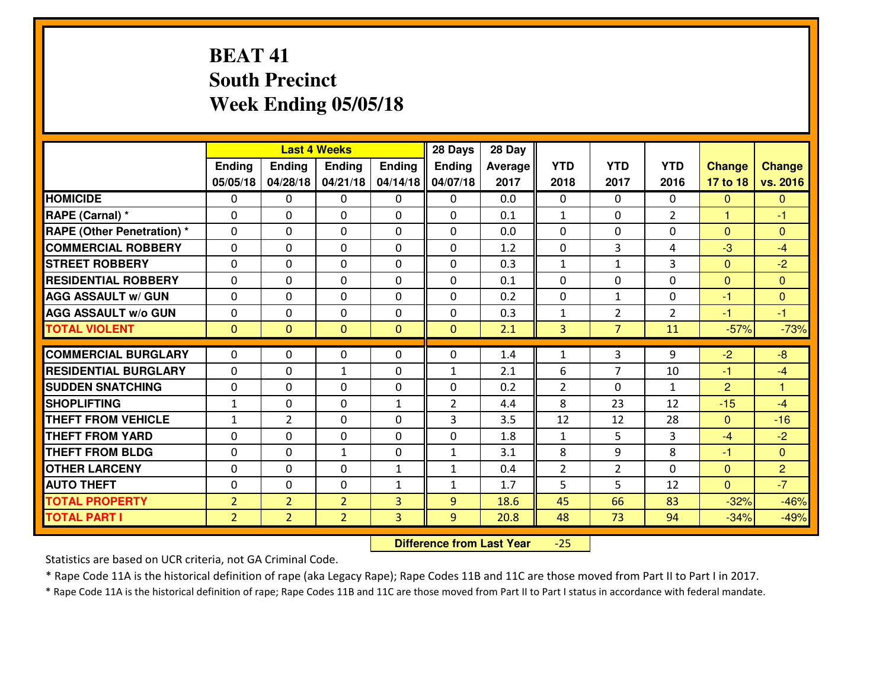# BEAT 41
## South Precinct
## Week Ending 05/05/18

| | Last 4 Weeks | | | | 28 Days | 28 Day | | | | | |
|---|---|---|---|---|---|---|---|---|---|---|---|
| | Ending 05/05/18 | Ending 04/28/18 | Ending 04/21/18 | Ending 04/14/18 | Ending 04/07/18 | Average 2017 | YTD 2018 | YTD 2017 | YTD 2016 | Change 17 to 18 | Change vs. 2016 |
| HOMICIDE | 0 | 0 | 0 | 0 | 0 | 0.0 | 0 | 0 | 0 | 0 | 0 |
| RAPE (Carnal) * | 0 | 0 | 0 | 0 | 0 | 0.1 | 1 | 0 | 2 | 1 | -1 |
| RAPE (Other Penetration) * | 0 | 0 | 0 | 0 | 0 | 0.0 | 0 | 0 | 0 | 0 | 0 |
| COMMERCIAL ROBBERY | 0 | 0 | 0 | 0 | 0 | 1.2 | 0 | 3 | 4 | -3 | -4 |
| STREET ROBBERY | 0 | 0 | 0 | 0 | 0 | 0.3 | 1 | 1 | 3 | 0 | -2 |
| RESIDENTIAL ROBBERY | 0 | 0 | 0 | 0 | 0 | 0.1 | 0 | 0 | 0 | 0 | 0 |
| AGG ASSAULT w/ GUN | 0 | 0 | 0 | 0 | 0 | 0.2 | 0 | 1 | 0 | -1 | 0 |
| AGG ASSAULT w/o GUN | 0 | 0 | 0 | 0 | 0 | 0.3 | 1 | 2 | 2 | -1 | -1 |
| TOTAL VIOLENT | 0 | 0 | 0 | 0 | 0 | 2.1 | 3 | 7 | 11 | -57% | -73% |
| COMMERCIAL BURGLARY | 0 | 0 | 0 | 0 | 0 | 1.4 | 1 | 3 | 9 | -2 | -8 |
| RESIDENTIAL BURGLARY | 0 | 0 | 1 | 0 | 1 | 2.1 | 6 | 7 | 10 | -1 | -4 |
| SUDDEN SNATCHING | 0 | 0 | 0 | 0 | 0 | 0.2 | 2 | 0 | 1 | 2 | 1 |
| SHOPLIFTING | 1 | 0 | 0 | 1 | 2 | 4.4 | 8 | 23 | 12 | -15 | -4 |
| THEFT FROM VEHICLE | 1 | 2 | 0 | 0 | 3 | 3.5 | 12 | 12 | 28 | 0 | -16 |
| THEFT FROM YARD | 0 | 0 | 0 | 0 | 0 | 1.8 | 1 | 5 | 3 | -4 | -2 |
| THEFT FROM BLDG | 0 | 0 | 1 | 0 | 1 | 3.1 | 8 | 9 | 8 | -1 | 0 |
| OTHER LARCENY | 0 | 0 | 0 | 1 | 1 | 0.4 | 2 | 2 | 0 | 0 | 2 |
| AUTO THEFT | 0 | 0 | 0 | 1 | 1 | 1.7 | 5 | 5 | 12 | 0 | -7 |
| TOTAL PROPERTY | 2 | 2 | 2 | 3 | 9 | 18.6 | 45 | 66 | 83 | -32% | -46% |
| TOTAL PART I | 2 | 2 | 2 | 3 | 9 | 20.8 | 48 | 73 | 94 | -34% | -49% |

**Difference from Last Year** -25

Statistics are based on UCR criteria, not GA Criminal Code.

* Rape Code 11A is the historical definition of rape (aka Legacy Rape); Rape Codes 11B and 11C are those moved from Part II to Part I in 2017.

* Rape Code 11A is the historical definition of rape; Rape Codes 11B and 11C are those moved from Part II to Part I status in accordance with federal mandate.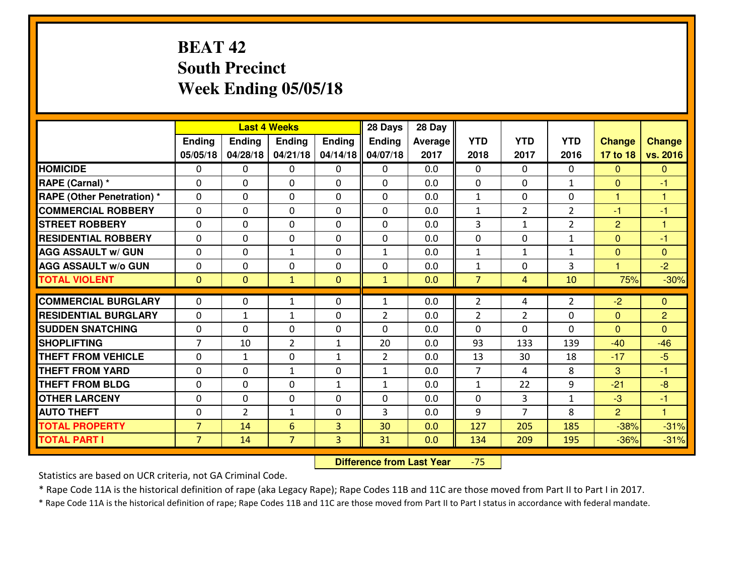# BEAT 42
## South Precinct
## Week Ending 05/05/18

| | Last 4 Weeks | | | | 28 Days | 28 Day | | | | | |
|---|---|---|---|---|---|---|---|---|---|---|---|
| | Ending 05/05/18 | Ending 04/28/18 | Ending 04/21/18 | Ending 04/14/18 | Ending 04/07/18 | Average 2017 | YTD 2018 | YTD 2017 | YTD 2016 | Change 17 to 18 | Change vs. 2016 |
| **HOMICIDE** | 0 | 0 | 0 | 0 | 0 | 0.0 | 0 | 0 | 0 | 0 | 0 |
| **RAPE (Carnal) *** | 0 | 0 | 0 | 0 | 0 | 0.0 | 0 | 0 | 1 | 0 | -1 |
| **RAPE (Other Penetration) *** | 0 | 0 | 0 | 0 | 0 | 0.0 | 1 | 0 | 0 | 1 | 1 |
| **COMMERCIAL ROBBERY** | 0 | 0 | 0 | 0 | 0 | 0.0 | 1 | 2 | 2 | -1 | -1 |
| **STREET ROBBERY** | 0 | 0 | 0 | 0 | 0 | 0.0 | 3 | 1 | 2 | 2 | 1 |
| **RESIDENTIAL ROBBERY** | 0 | 0 | 0 | 0 | 0 | 0.0 | 0 | 0 | 1 | 0 | -1 |
| **AGG ASSAULT w/ GUN** | 0 | 0 | 1 | 0 | 1 | 0.0 | 1 | 1 | 1 | 0 | 0 |
| **AGG ASSAULT w/o GUN** | 0 | 0 | 0 | 0 | 0 | 0.0 | 1 | 0 | 3 | 1 | -2 |
| **TOTAL VIOLENT** | 0 | 0 | 1 | 0 | 1 | 0.0 | 7 | 4 | 10 | 75% | -30% |
| **COMMERCIAL BURGLARY** | 0 | 0 | 1 | 0 | 1 | 0.0 | 2 | 4 | 2 | -2 | 0 |
| **RESIDENTIAL BURGLARY** | 0 | 1 | 1 | 0 | 2 | 0.0 | 2 | 2 | 0 | 0 | 2 |
| **SUDDEN SNATCHING** | 0 | 0 | 0 | 0 | 0 | 0.0 | 0 | 0 | 0 | 0 | 0 |
| **SHOPLIFTING** | 7 | 10 | 2 | 1 | 20 | 0.0 | 93 | 133 | 139 | -40 | -46 |
| **THEFT FROM VEHICLE** | 0 | 1 | 0 | 1 | 2 | 0.0 | 13 | 30 | 18 | -17 | -5 |
| **THEFT FROM YARD** | 0 | 0 | 1 | 0 | 1 | 0.0 | 7 | 4 | 8 | 3 | -1 |
| **THEFT FROM BLDG** | 0 | 0 | 0 | 1 | 1 | 0.0 | 1 | 22 | 9 | -21 | -8 |
| **OTHER LARCENY** | 0 | 0 | 0 | 0 | 0 | 0.0 | 0 | 3 | 1 | -3 | -1 |
| **AUTO THEFT** | 0 | 2 | 1 | 0 | 3 | 0.0 | 9 | 7 | 8 | 2 | 1 |
| **TOTAL PROPERTY** | 7 | 14 | 6 | 3 | 30 | 0.0 | 127 | 205 | 185 | -38% | -31% |
| **TOTAL PART I** | 7 | 14 | 7 | 3 | 31 | 0.0 | 134 | 209 | 195 | -36% | -31% |

**Difference from Last Year** -75

Statistics are based on UCR criteria, not GA Criminal Code.

* Rape Code 11A is the historical definition of rape (aka Legacy Rape); Rape Codes 11B and 11C are those moved from Part II to Part I in 2017.

* Rape Code 11A is the historical definition of rape; Rape Codes 11B and 11C are those moved from Part II to Part I status in accordance with federal mandate.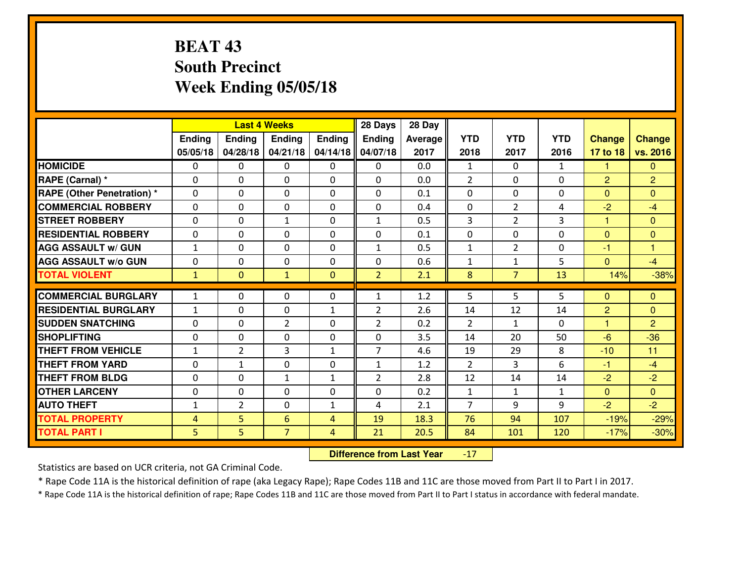# BEAT 43
## South Precinct
## Week Ending 05/05/18

| | Last 4 Weeks | | | | 28 Days | 28 Day | | | | | |
|---|---|---|---|---|---|---|---|---|---|---|---|
| | Ending 05/05/18 | Ending 04/28/18 | Ending 04/21/18 | Ending 04/14/18 | Ending 04/07/18 | Average 2017 | YTD 2018 | YTD 2017 | YTD 2016 | Change 17 to 18 | Change vs. 2016 |
| **HOMICIDE** | 0 | 0 | 0 | 0 | 0 | 0.0 | 1 | 0 | 1 | 1 | 0 |
| **RAPE (Carnal) *** | 0 | 0 | 0 | 0 | 0 | 0.0 | 2 | 0 | 0 | 2 | 2 |
| **RAPE (Other Penetration) *** | 0 | 0 | 0 | 0 | 0 | 0.1 | 0 | 0 | 0 | 0 | 0 |
| **COMMERCIAL ROBBERY** | 0 | 0 | 0 | 0 | 0 | 0.4 | 0 | 2 | 4 | -2 | -4 |
| **STREET ROBBERY** | 0 | 0 | 1 | 0 | 1 | 0.5 | 3 | 2 | 3 | 1 | 0 |
| **RESIDENTIAL ROBBERY** | 0 | 0 | 0 | 0 | 0 | 0.1 | 0 | 0 | 0 | 0 | 0 |
| **AGG ASSAULT w/ GUN** | 1 | 0 | 0 | 0 | 1 | 0.5 | 1 | 2 | 0 | -1 | 1 |
| **AGG ASSAULT w/o GUN** | 0 | 0 | 0 | 0 | 0 | 0.6 | 1 | 1 | 5 | 0 | -4 |
| **TOTAL VIOLENT** | 1 | 0 | 1 | 0 | 2 | 2.1 | 8 | 7 | 13 | 14% | -38% |
| **COMMERCIAL BURGLARY** | 1 | 0 | 0 | 0 | 1 | 1.2 | 5 | 5 | 5 | 0 | 0 |
| **RESIDENTIAL BURGLARY** | 1 | 0 | 0 | 1 | 2 | 2.6 | 14 | 12 | 14 | 2 | 0 |
| **SUDDEN SNATCHING** | 0 | 0 | 2 | 0 | 2 | 0.2 | 2 | 1 | 0 | 1 | 2 |
| **SHOPLIFTING** | 0 | 0 | 0 | 0 | 0 | 3.5 | 14 | 20 | 50 | -6 | -36 |
| **THEFT FROM VEHICLE** | 1 | 2 | 3 | 1 | 7 | 4.6 | 19 | 29 | 8 | -10 | 11 |
| **THEFT FROM YARD** | 0 | 1 | 0 | 0 | 1 | 1.2 | 2 | 3 | 6 | -1 | -4 |
| **THEFT FROM BLDG** | 0 | 0 | 1 | 1 | 2 | 2.8 | 12 | 14 | 14 | -2 | -2 |
| **OTHER LARCENY** | 0 | 0 | 0 | 0 | 0 | 0.2 | 1 | 1 | 1 | 0 | 0 |
| **AUTO THEFT** | 1 | 2 | 0 | 1 | 4 | 2.1 | 7 | 9 | 9 | -2 | -2 |
| **TOTAL PROPERTY** | 4 | 5 | 6 | 4 | 19 | 18.3 | 76 | 94 | 107 | -19% | -29% |
| **TOTAL PART I** | 5 | 5 | 7 | 4 | 21 | 20.5 | 84 | 101 | 120 | -17% | -30% |

**Difference from Last Year** -17

Statistics are based on UCR criteria, not GA Criminal Code.

* Rape Code 11A is the historical definition of rape (aka Legacy Rape); Rape Codes 11B and 11C are those moved from Part II to Part I in 2017.

* Rape Code 11A is the historical definition of rape; Rape Codes 11B and 11C are those moved from Part II to Part I status in accordance with federal mandate.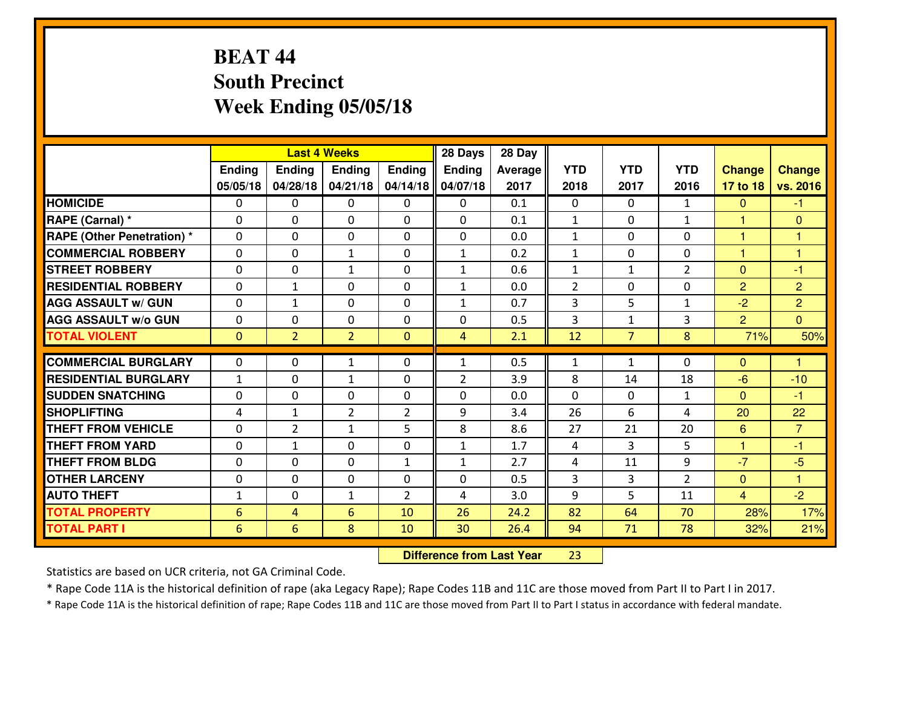# BEAT 44
## South Precinct
## Week Ending 05/05/18

| | Last 4 Weeks | | | | 28 Days | 28 Day | | | | | |
|---|---|---|---|---|---|---|---|---|---|---|---|
| | Ending 05/05/18 | Ending 04/28/18 | Ending 04/21/18 | Ending 04/14/18 | Ending 04/07/18 | Average 2017 | YTD 2018 | YTD 2017 | YTD 2016 | Change 17 to 18 | Change vs. 2016 |
| **HOMICIDE** | 0 | 0 | 0 | 0 | 0 | 0.1 | 0 | 0 | 1 | 0 | -1 |
| **RAPE (Carnal) *** | 0 | 0 | 0 | 0 | 0 | 0.1 | 1 | 0 | 1 | 1 | 0 |
| **RAPE (Other Penetration) *** | 0 | 0 | 0 | 0 | 0 | 0.0 | 1 | 0 | 0 | 1 | 1 |
| **COMMERCIAL ROBBERY** | 0 | 0 | 1 | 0 | 1 | 0.2 | 1 | 0 | 0 | 1 | 1 |
| **STREET ROBBERY** | 0 | 0 | 1 | 0 | 1 | 0.6 | 1 | 1 | 2 | 0 | -1 |
| **RESIDENTIAL ROBBERY** | 0 | 1 | 0 | 0 | 1 | 0.0 | 2 | 0 | 0 | 2 | 2 |
| **AGG ASSAULT w/ GUN** | 0 | 1 | 0 | 0 | 1 | 0.7 | 3 | 5 | 1 | -2 | 2 |
| **AGG ASSAULT w/o GUN** | 0 | 0 | 0 | 0 | 0 | 0.5 | 3 | 1 | 3 | 2 | 0 |
| **TOTAL VIOLENT** | 0 | 2 | 2 | 0 | 4 | 2.1 | 12 | 7 | 8 | 71% | 50% |
| **COMMERCIAL BURGLARY** | 0 | 0 | 1 | 0 | 1 | 0.5 | 1 | 1 | 0 | 0 | 1 |
| **RESIDENTIAL BURGLARY** | 1 | 0 | 1 | 0 | 2 | 3.9 | 8 | 14 | 18 | -6 | -10 |
| **SUDDEN SNATCHING** | 0 | 0 | 0 | 0 | 0 | 0.0 | 0 | 0 | 1 | 0 | -1 |
| **SHOPLIFTING** | 4 | 1 | 2 | 2 | 9 | 3.4 | 26 | 6 | 4 | 20 | 22 |
| **THEFT FROM VEHICLE** | 0 | 2 | 1 | 5 | 8 | 8.6 | 27 | 21 | 20 | 6 | 7 |
| **THEFT FROM YARD** | 0 | 1 | 0 | 0 | 1 | 1.7 | 4 | 3 | 5 | 1 | -1 |
| **THEFT FROM BLDG** | 0 | 0 | 0 | 1 | 1 | 2.7 | 4 | 11 | 9 | -7 | -5 |
| **OTHER LARCENY** | 0 | 0 | 0 | 0 | 0 | 0.5 | 3 | 3 | 2 | 0 | 1 |
| **AUTO THEFT** | 1 | 0 | 1 | 2 | 4 | 3.0 | 9 | 5 | 11 | 4 | -2 |
| **TOTAL PROPERTY** | 6 | 4 | 6 | 10 | 26 | 24.2 | 82 | 64 | 70 | 28% | 17% |
| **TOTAL PART I** | 6 | 6 | 8 | 10 | 30 | 26.4 | 94 | 71 | 78 | 32% | 21% |

**Difference from Last Year** 23

Statistics are based on UCR criteria, not GA Criminal Code.

* Rape Code 11A is the historical definition of rape (aka Legacy Rape); Rape Codes 11B and 11C are those moved from Part II to Part I in 2017.

* Rape Code 11A is the historical definition of rape; Rape Codes 11B and 11C are those moved from Part II to Part I status in accordance with federal mandate.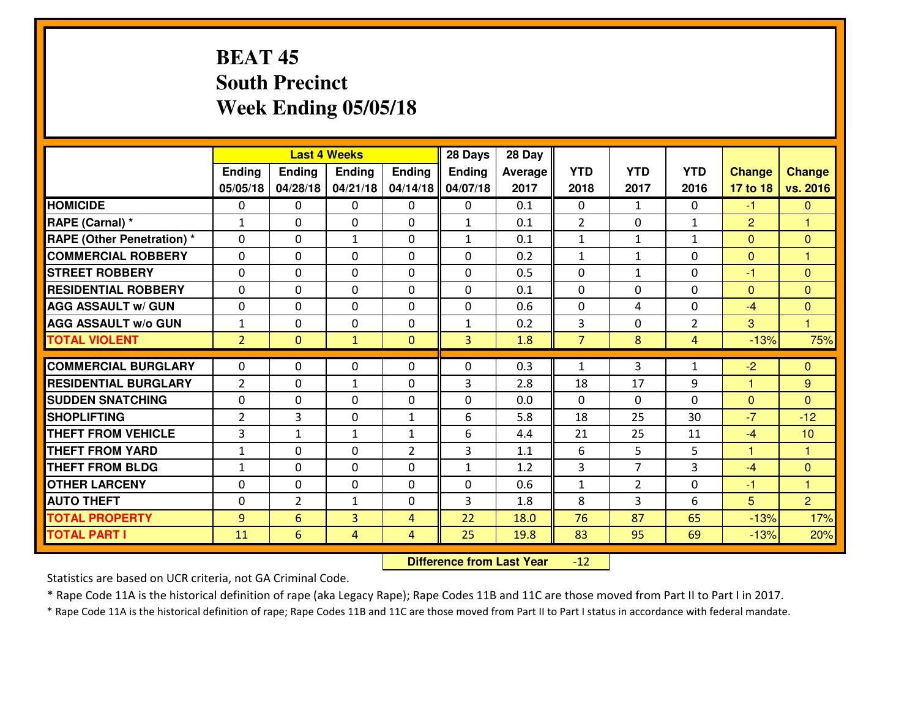# BEAT 45
# South Precinct
# Week Ending 05/05/18

| | Last 4 Weeks | | | | 28 Days | 28 Day | | | | | |
|---|---|---|---|---|---|---|---|---|---|---|---|
| | Ending 05/05/18 | Ending 04/28/18 | Ending 04/21/18 | Ending 04/14/18 | Ending 04/07/18 | Average 2017 | YTD 2018 | YTD 2017 | YTD 2016 | Change 17 to 18 | Change vs. 2016 |
| HOMICIDE | 0 | 0 | 0 | 0 | 0 | 0.1 | 0 | 1 | 0 | -1 | 0 |
| RAPE (Carnal) * | 1 | 0 | 0 | 0 | 1 | 0.1 | 2 | 0 | 1 | 2 | 1 |
| RAPE (Other Penetration) * | 0 | 0 | 1 | 0 | 1 | 0.1 | 1 | 1 | 1 | 0 | 0 |
| COMMERCIAL ROBBERY | 0 | 0 | 0 | 0 | 0 | 0.2 | 1 | 1 | 0 | 0 | 1 |
| STREET ROBBERY | 0 | 0 | 0 | 0 | 0 | 0.5 | 0 | 1 | 0 | -1 | 0 |
| RESIDENTIAL ROBBERY | 0 | 0 | 0 | 0 | 0 | 0.1 | 0 | 0 | 0 | 0 | 0 |
| AGG ASSAULT w/ GUN | 0 | 0 | 0 | 0 | 0 | 0.6 | 0 | 4 | 0 | -4 | 0 |
| AGG ASSAULT w/o GUN | 1 | 0 | 0 | 0 | 1 | 0.2 | 3 | 0 | 2 | 3 | 1 |
| TOTAL VIOLENT | 2 | 0 | 1 | 0 | 3 | 1.8 | 7 | 8 | 4 | -13% | 75% |
| COMMERCIAL BURGLARY | 0 | 0 | 0 | 0 | 0 | 0.3 | 1 | 3 | 1 | -2 | 0 |
| RESIDENTIAL BURGLARY | 2 | 0 | 1 | 0 | 3 | 2.8 | 18 | 17 | 9 | 1 | 9 |
| SUDDEN SNATCHING | 0 | 0 | 0 | 0 | 0 | 0.0 | 0 | 0 | 0 | 0 | 0 |
| SHOPLIFTING | 2 | 3 | 0 | 1 | 6 | 5.8 | 18 | 25 | 30 | -7 | -12 |
| THEFT FROM VEHICLE | 3 | 1 | 1 | 1 | 6 | 4.4 | 21 | 25 | 11 | -4 | 10 |
| THEFT FROM YARD | 1 | 0 | 0 | 2 | 3 | 1.1 | 6 | 5 | 5 | 1 | 1 |
| THEFT FROM BLDG | 1 | 0 | 0 | 0 | 1 | 1.2 | 3 | 7 | 3 | -4 | 0 |
| OTHER LARCENY | 0 | 0 | 0 | 0 | 0 | 0.6 | 1 | 2 | 0 | -1 | 1 |
| AUTO THEFT | 0 | 2 | 1 | 0 | 3 | 1.8 | 8 | 3 | 6 | 5 | 2 |
| TOTAL PROPERTY | 9 | 6 | 3 | 4 | 22 | 18.0 | 76 | 87 | 65 | -13% | 17% |
| TOTAL PART I | 11 | 6 | 4 | 4 | 25 | 19.8 | 83 | 95 | 69 | -13% | 20% |

**Difference from Last Year** -12

Statistics are based on UCR criteria, not GA Criminal Code.

* Rape Code 11A is the historical definition of rape (aka Legacy Rape); Rape Codes 11B and 11C are those moved from Part II to Part I in 2017.

* Rape Code 11A is the historical definition of rape; Rape Codes 11B and 11C are those moved from Part II to Part I status in accordance with federal mandate.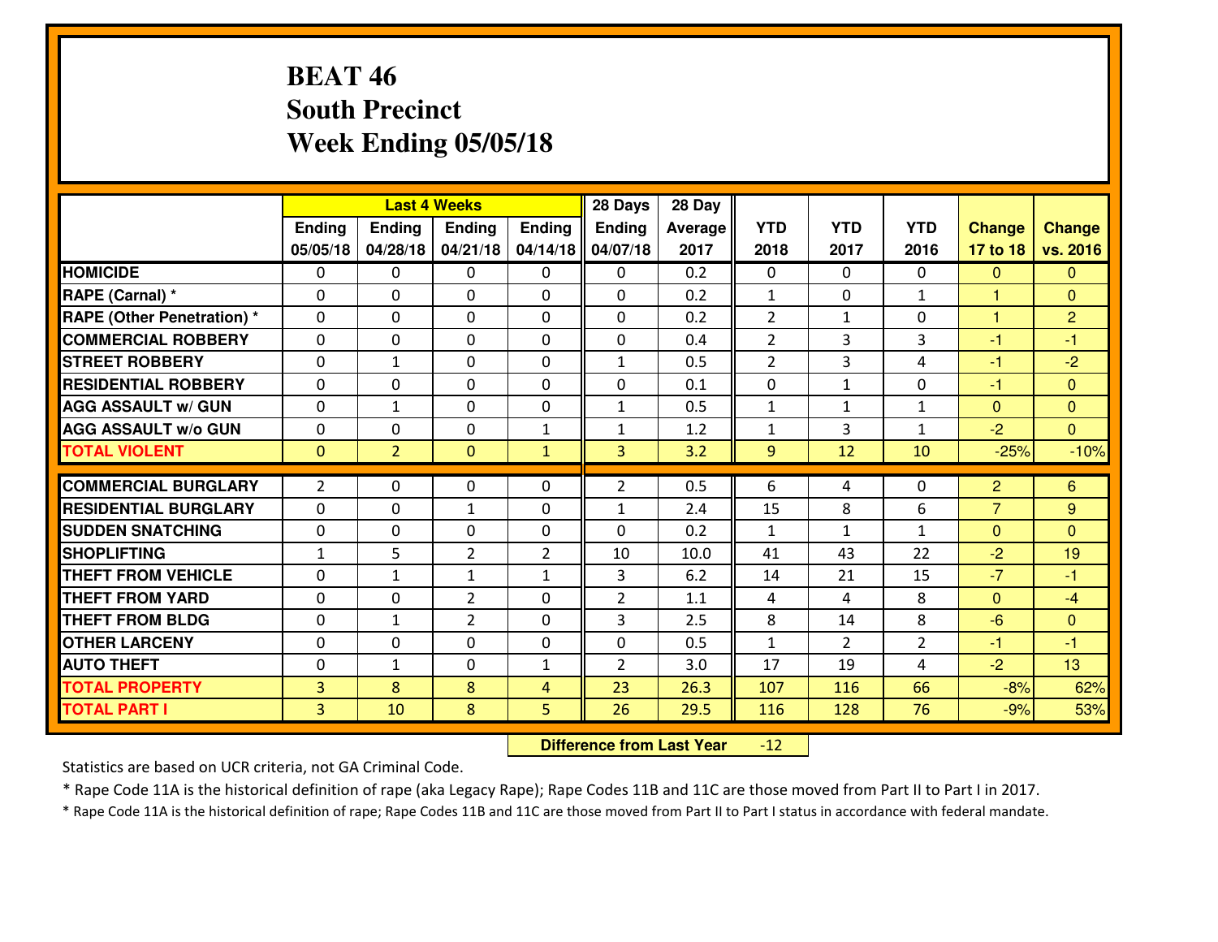# BEAT 46
## South Precinct
## Week Ending 05/05/18

| | Last 4 Weeks | | | | 28 Days | 28 Day | | | | | |
|---|---|---|---|---|---|---|---|---|---|---|---|
| | Ending 05/05/18 | Ending 04/28/18 | Ending 04/21/18 | Ending 04/14/18 | Ending 04/07/18 | Average 2017 | YTD 2018 | YTD 2017 | YTD 2016 | Change 17 to 18 | Change vs. 2016 |
| **HOMICIDE** | 0 | 0 | 0 | 0 | 0 | 0.2 | 0 | 0 | 0 | 0 | 0 |
| **RAPE (Carnal) *** | 0 | 0 | 0 | 0 | 0 | 0.2 | 1 | 0 | 1 | 1 | 0 |
| **RAPE (Other Penetration) *** | 0 | 0 | 0 | 0 | 0 | 0.2 | 2 | 1 | 0 | 1 | 2 |
| **COMMERCIAL ROBBERY** | 0 | 0 | 0 | 0 | 0 | 0.4 | 2 | 3 | 3 | -1 | -1 |
| **STREET ROBBERY** | 0 | 1 | 0 | 0 | 1 | 0.5 | 2 | 3 | 4 | -1 | -2 |
| **RESIDENTIAL ROBBERY** | 0 | 0 | 0 | 0 | 0 | 0.1 | 0 | 1 | 0 | -1 | 0 |
| **AGG ASSAULT w/ GUN** | 0 | 1 | 0 | 0 | 1 | 0.5 | 1 | 1 | 1 | 0 | 0 |
| **AGG ASSAULT w/o GUN** | 0 | 0 | 0 | 1 | 1 | 1.2 | 1 | 3 | 1 | -2 | 0 |
| **TOTAL VIOLENT** | 0 | 2 | 0 | 1 | 3 | 3.2 | 9 | 12 | 10 | -25% | -10% |
| **COMMERCIAL BURGLARY** | 2 | 0 | 0 | 0 | 2 | 0.5 | 6 | 4 | 0 | 2 | 6 |
| **RESIDENTIAL BURGLARY** | 0 | 0 | 1 | 0 | 1 | 2.4 | 15 | 8 | 6 | 7 | 9 |
| **SUDDEN SNATCHING** | 0 | 0 | 0 | 0 | 0 | 0.2 | 1 | 1 | 1 | 0 | 0 |
| **SHOPLIFTING** | 1 | 5 | 2 | 2 | 10 | 10.0 | 41 | 43 | 22 | -2 | 19 |
| **THEFT FROM VEHICLE** | 0 | 1 | 1 | 1 | 3 | 6.2 | 14 | 21 | 15 | -7 | -1 |
| **THEFT FROM YARD** | 0 | 0 | 2 | 0 | 2 | 1.1 | 4 | 4 | 8 | 0 | -4 |
| **THEFT FROM BLDG** | 0 | 1 | 2 | 0 | 3 | 2.5 | 8 | 14 | 8 | -6 | 0 |
| **OTHER LARCENY** | 0 | 0 | 0 | 0 | 0 | 0.5 | 1 | 2 | 2 | -1 | -1 |
| **AUTO THEFT** | 0 | 1 | 0 | 1 | 2 | 3.0 | 17 | 19 | 4 | -2 | 13 |
| **TOTAL PROPERTY** | 3 | 8 | 8 | 4 | 23 | 26.3 | 107 | 116 | 66 | -8% | 62% |
| **TOTAL PART I** | 3 | 10 | 8 | 5 | 26 | 29.5 | 116 | 128 | 76 | -9% | 53% |

**Difference from Last Year** -12

Statistics are based on UCR criteria, not GA Criminal Code.

* Rape Code 11A is the historical definition of rape (aka Legacy Rape); Rape Codes 11B and 11C are those moved from Part II to Part I in 2017.

* Rape Code 11A is the historical definition of rape; Rape Codes 11B and 11C are those moved from Part II to Part I status in accordance with federal mandate.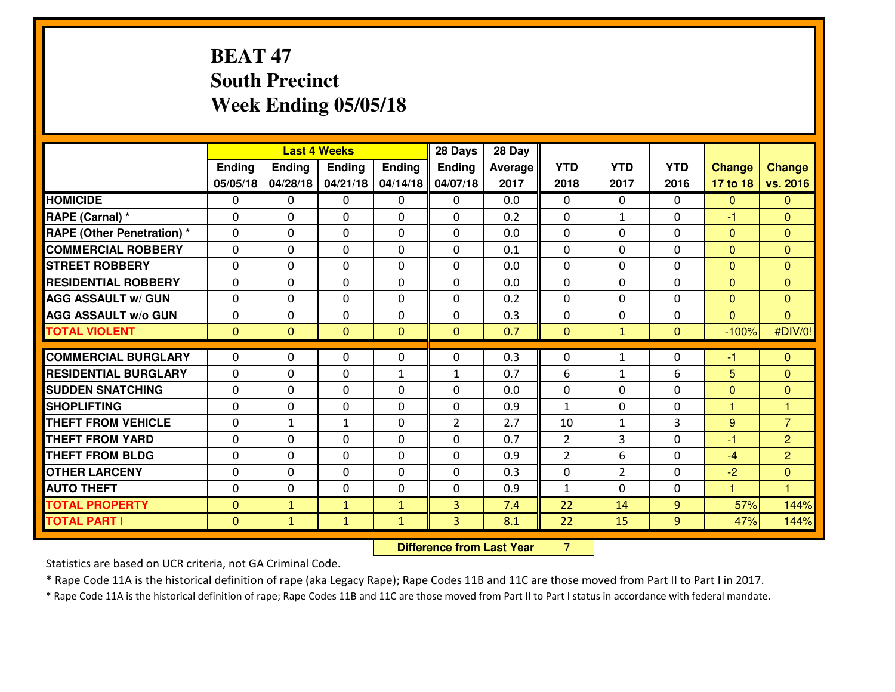# BEAT 47
## South Precinct
## Week Ending 05/05/18

| | Last 4 Weeks | | | | 28 Days | 28 Day | | | | | |
|---|---|---|---|---|---|---|---|---|---|---|---|
| | Ending 05/05/18 | Ending 04/28/18 | Ending 04/21/18 | Ending 04/14/18 | Ending 04/07/18 | Average 2017 | YTD 2018 | YTD 2017 | YTD 2016 | Change 17 to 18 | Change vs. 2016 |
| HOMICIDE | 0 | 0 | 0 | 0 | 0 | 0.0 | 0 | 0 | 0 | 0 | 0 |
| RAPE (Carnal) * | 0 | 0 | 0 | 0 | 0 | 0.2 | 0 | 1 | 0 | -1 | 0 |
| RAPE (Other Penetration) * | 0 | 0 | 0 | 0 | 0 | 0.0 | 0 | 0 | 0 | 0 | 0 |
| COMMERCIAL ROBBERY | 0 | 0 | 0 | 0 | 0 | 0.1 | 0 | 0 | 0 | 0 | 0 |
| STREET ROBBERY | 0 | 0 | 0 | 0 | 0 | 0.0 | 0 | 0 | 0 | 0 | 0 |
| RESIDENTIAL ROBBERY | 0 | 0 | 0 | 0 | 0 | 0.0 | 0 | 0 | 0 | 0 | 0 |
| AGG ASSAULT w/ GUN | 0 | 0 | 0 | 0 | 0 | 0.2 | 0 | 0 | 0 | 0 | 0 |
| AGG ASSAULT w/o GUN | 0 | 0 | 0 | 0 | 0 | 0.3 | 0 | 0 | 0 | 0 | 0 |
| TOTAL VIOLENT | 0 | 0 | 0 | 0 | 0 | 0.7 | 0 | 1 | 0 | -100% | #DIV/0! |
| COMMERCIAL BURGLARY | 0 | 0 | 0 | 0 | 0 | 0.3 | 0 | 1 | 0 | -1 | 0 |
| RESIDENTIAL BURGLARY | 0 | 0 | 0 | 1 | 1 | 0.7 | 6 | 1 | 6 | 5 | 0 |
| SUDDEN SNATCHING | 0 | 0 | 0 | 0 | 0 | 0.0 | 0 | 0 | 0 | 0 | 0 |
| SHOPLIFTING | 0 | 0 | 0 | 0 | 0 | 0.9 | 1 | 0 | 0 | 1 | 1 |
| THEFT FROM VEHICLE | 0 | 1 | 1 | 0 | 2 | 2.7 | 10 | 1 | 3 | 9 | 7 |
| THEFT FROM YARD | 0 | 0 | 0 | 0 | 0 | 0.7 | 2 | 3 | 0 | -1 | 2 |
| THEFT FROM BLDG | 0 | 0 | 0 | 0 | 0 | 0.9 | 2 | 6 | 0 | -4 | 2 |
| OTHER LARCENY | 0 | 0 | 0 | 0 | 0 | 0.3 | 0 | 2 | 0 | -2 | 0 |
| AUTO THEFT | 0 | 0 | 0 | 0 | 0 | 0.9 | 1 | 0 | 0 | 1 | 1 |
| TOTAL PROPERTY | 0 | 1 | 1 | 1 | 3 | 7.4 | 22 | 14 | 9 | 57% | 144% |
| TOTAL PART I | 0 | 1 | 1 | 1 | 3 | 8.1 | 22 | 15 | 9 | 47% | 144% |

**Difference from Last Year** 7

Statistics are based on UCR criteria, not GA Criminal Code.

* Rape Code 11A is the historical definition of rape (aka Legacy Rape); Rape Codes 11B and 11C are those moved from Part II to Part I in 2017.

* Rape Code 11A is the historical definition of rape; Rape Codes 11B and 11C are those moved from Part II to Part I status in accordance with federal mandate.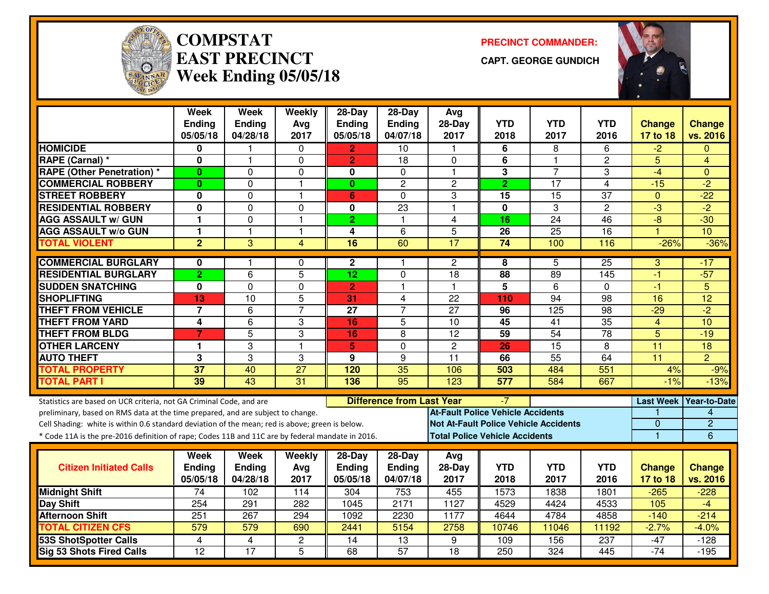# COMPSTAT
# EAST PRECINCT
# Week Ending 05/05/18

**PRECINCT COMMANDER:**

**CAPT. GEORGE GUNDICH**

| | Week Ending 05/05/18 | Week Ending 04/28/18 | Weekly Avg 2017 | 28-Day Ending 05/05/18 | 28-Day Ending 04/07/18 | Avg 28-Day 2017 | YTD 2018 | YTD 2017 | YTD 2016 | Change 17 to 18 | Change vs. 2016 |
|---|---|---|---|---|---|---|---|---|---|---|---|
| HOMICIDE | 0 | 1 | 0 | 2 | 10 | 1 | 6 | 8 | 6 | -2 | 0 |
| RAPE (Carnal) * | 0 | 1 | 0 | 2 | 18 | 0 | 6 | 1 | 2 | 5 | 4 |
| RAPE (Other Penetration) * | 0 | 0 | 0 | 0 | 0 | 1 | 3 | 7 | 3 | -4 | 0 |
| COMMERCIAL ROBBERY | 0 | 0 | 1 | 0 | 2 | 2 | 2 | 17 | 4 | -15 | -2 |
| STREET ROBBERY | 0 | 0 | 1 | 6 | 0 | 3 | 15 | 15 | 37 | 0 | -22 |
| RESIDENTIAL ROBBERY | 0 | 0 | 0 | 0 | 23 | 1 | 0 | 3 | 2 | -3 | -2 |
| AGG ASSAULT w/ GUN | 1 | 0 | 1 | 2 | 1 | 4 | 16 | 24 | 46 | -8 | -30 |
| AGG ASSAULT w/o GUN | 1 | 1 | 1 | 4 | 6 | 5 | 26 | 25 | 16 | 1 | 10 |
| TOTAL VIOLENT | 2 | 3 | 4 | 16 | 60 | 17 | 74 | 100 | 116 | -26% | -36% |
| COMMERCIAL BURGLARY | 0 | 1 | 0 | 2 | 1 | 2 | 8 | 5 | 25 | 3 | -17 |
| RESIDENTIAL BURGLARY | 2 | 6 | 5 | 12 | 0 | 18 | 88 | 89 | 145 | -1 | -57 |
| SUDDEN SNATCHING | 0 | 0 | 0 | 2 | 1 | 1 | 5 | 6 | 0 | -1 | 5 |
| SHOPLIFTING | 13 | 10 | 5 | 31 | 4 | 22 | 110 | 94 | 98 | 16 | 12 |
| THEFT FROM VEHICLE | 7 | 6 | 7 | 27 | 7 | 27 | 96 | 125 | 98 | -29 | -2 |
| THEFT FROM YARD | 4 | 6 | 3 | 16 | 5 | 10 | 45 | 41 | 35 | 4 | 10 |
| THEFT FROM BLDG | 7 | 5 | 3 | 16 | 8 | 12 | 59 | 54 | 78 | 5 | -19 |
| OTHER LARCENY | 1 | 3 | 1 | 5 | 0 | 2 | 26 | 15 | 8 | 11 | 18 |
| AUTO THEFT | 3 | 3 | 3 | 9 | 9 | 11 | 66 | 55 | 64 | 11 | 2 |
| TOTAL PROPERTY | 37 | 40 | 27 | 120 | 35 | 106 | 503 | 484 | 551 | 4% | -9% |
| TOTAL PART I | 39 | 43 | 31 | 136 | 95 | 123 | 577 | 584 | 667 | -1% | -13% |

Statistics are based on UCR criteria, not GA Criminal Code, and are preliminary, based on RMS data at the time prepared, and are subject to change.

Cell Shading: white is within 0.6 standard deviation of the mean; red is above; green is below.

\* Code 11A is the pre-2016 definition of rape; Codes 11B and 11C are by federal mandate in 2016.

**Difference from Last Year**: -7

| | Last Week | Year-to-Date |
|---|---|---|
| At-Fault Police Vehicle Accidents | 1 | 4 |
| Not At-Fault Police Vehicle Accidents | 0 | 2 |
| Total Police Vehicle Accidents | 1 | 6 |

| Citizen Initiated Calls | Week Ending 05/05/18 | Week Ending 04/28/18 | Weekly Avg 2017 | 28-Day Ending 05/05/18 | 28-Day Ending 04/07/18 | Avg 28-Day 2017 | YTD 2018 | YTD 2017 | YTD 2016 | Change 17 to 18 | Change vs. 2016 |
|---|---|---|---|---|---|---|---|---|---|---|---|
| Midnight Shift | 74 | 102 | 114 | 304 | 753 | 455 | 1573 | 1838 | 1801 | -265 | -228 |
| Day Shift | 254 | 291 | 282 | 1045 | 2171 | 1127 | 4529 | 4424 | 4533 | 105 | -4 |
| Afternoon Shift | 251 | 267 | 294 | 1092 | 2230 | 1177 | 4644 | 4784 | 4858 | -140 | -214 |
| TOTAL CITIZEN CFS | 579 | 579 | 690 | 2441 | 5154 | 2758 | 10746 | 11046 | 11192 | -2.7% | -4.0% |
| 53S ShotSpotter Calls | 4 | 4 | 2 | 14 | 13 | 9 | 109 | 156 | 237 | -47 | -128 |
| Sig 53 Shots Fired Calls | 12 | 17 | 5 | 68 | 57 | 18 | 250 | 324 | 445 | -74 | -195 |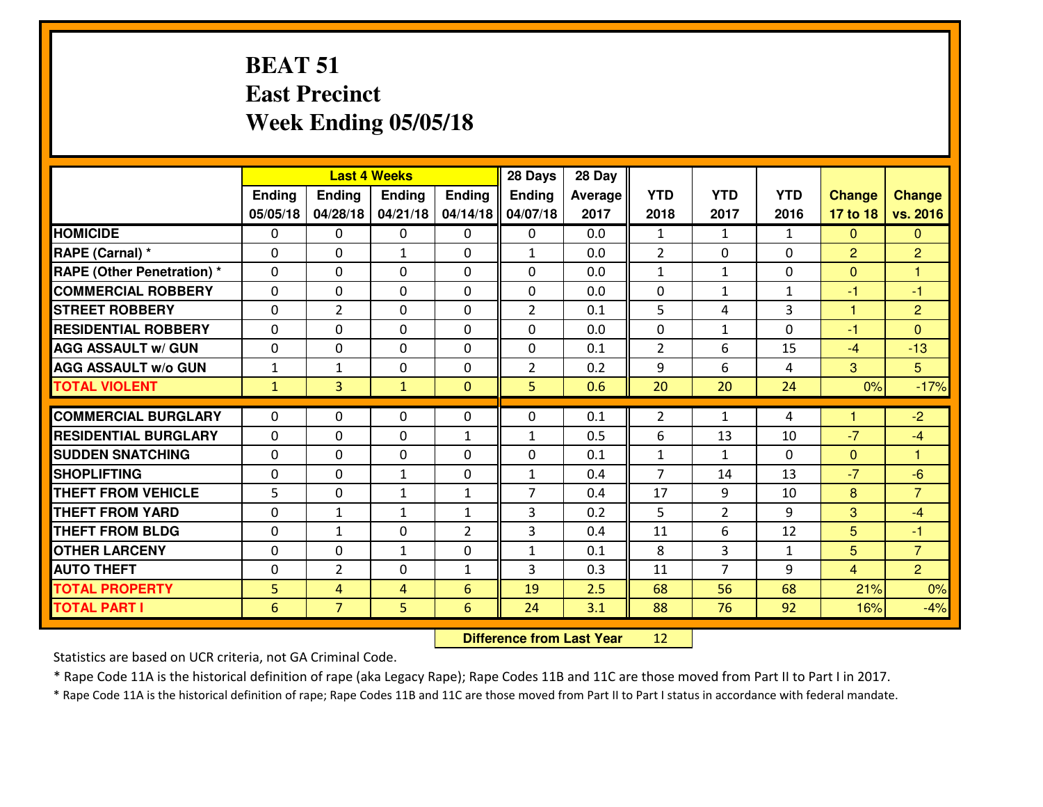# BEAT 51
# East Precinct
# Week Ending 05/05/18

| | Last 4 Weeks | | | | 28 Days | 28 Day | | | | | |
|---|---|---|---|---|---|---|---|---|---|---|---|
| | Ending 05/05/18 | Ending 04/28/18 | Ending 04/21/18 | Ending 04/14/18 | Ending 04/07/18 | Average 2017 | YTD 2018 | YTD 2017 | YTD 2016 | Change 17 to 18 | Change vs. 2016 |
| **HOMICIDE** | 0 | 0 | 0 | 0 | 0 | 0.0 | 1 | 1 | 1 | 0 | 0 |
| **RAPE (Carnal) *** | 0 | 0 | 1 | 0 | 1 | 0.0 | 2 | 0 | 0 | 2 | 2 |
| **RAPE (Other Penetration) *** | 0 | 0 | 0 | 0 | 0 | 0.0 | 1 | 1 | 0 | 0 | 1 |
| **COMMERCIAL ROBBERY** | 0 | 0 | 0 | 0 | 0 | 0.0 | 0 | 1 | 1 | -1 | -1 |
| **STREET ROBBERY** | 0 | 2 | 0 | 0 | 2 | 0.1 | 5 | 4 | 3 | 1 | 2 |
| **RESIDENTIAL ROBBERY** | 0 | 0 | 0 | 0 | 0 | 0.0 | 0 | 1 | 0 | -1 | 0 |
| **AGG ASSAULT w/ GUN** | 0 | 0 | 0 | 0 | 0 | 0.1 | 2 | 6 | 15 | -4 | -13 |
| **AGG ASSAULT w/o GUN** | 1 | 1 | 0 | 0 | 2 | 0.2 | 9 | 6 | 4 | 3 | 5 |
| **TOTAL VIOLENT** | 1 | 3 | 1 | 0 | 5 | 0.6 | 20 | 20 | 24 | 0% | -17% |
| **COMMERCIAL BURGLARY** | 0 | 0 | 0 | 0 | 0 | 0.1 | 2 | 1 | 4 | 1 | -2 |
| **RESIDENTIAL BURGLARY** | 0 | 0 | 0 | 1 | 1 | 0.5 | 6 | 13 | 10 | -7 | -4 |
| **SUDDEN SNATCHING** | 0 | 0 | 0 | 0 | 0 | 0.1 | 1 | 1 | 0 | 0 | 1 |
| **SHOPLIFTING** | 0 | 0 | 1 | 0 | 1 | 0.4 | 7 | 14 | 13 | -7 | -6 |
| **THEFT FROM VEHICLE** | 5 | 0 | 1 | 1 | 7 | 0.4 | 17 | 9 | 10 | 8 | 7 |
| **THEFT FROM YARD** | 0 | 1 | 1 | 1 | 3 | 0.2 | 5 | 2 | 9 | 3 | -4 |
| **THEFT FROM BLDG** | 0 | 1 | 0 | 2 | 3 | 0.4 | 11 | 6 | 12 | 5 | -1 |
| **OTHER LARCENY** | 0 | 0 | 1 | 0 | 1 | 0.1 | 8 | 3 | 1 | 5 | 7 |
| **AUTO THEFT** | 0 | 2 | 0 | 1 | 3 | 0.3 | 11 | 7 | 9 | 4 | 2 |
| **TOTAL PROPERTY** | 5 | 4 | 4 | 6 | 19 | 2.5 | 68 | 56 | 68 | 21% | 0% |
| **TOTAL PART I** | 6 | 7 | 5 | 6 | 24 | 3.1 | 88 | 76 | 92 | 16% | -4% |

**Difference from Last Year** 12

Statistics are based on UCR criteria, not GA Criminal Code.

* Rape Code 11A is the historical definition of rape (aka Legacy Rape); Rape Codes 11B and 11C are those moved from Part II to Part I in 2017.

* Rape Code 11A is the historical definition of rape; Rape Codes 11B and 11C are those moved from Part II to Part I status in accordance with federal mandate.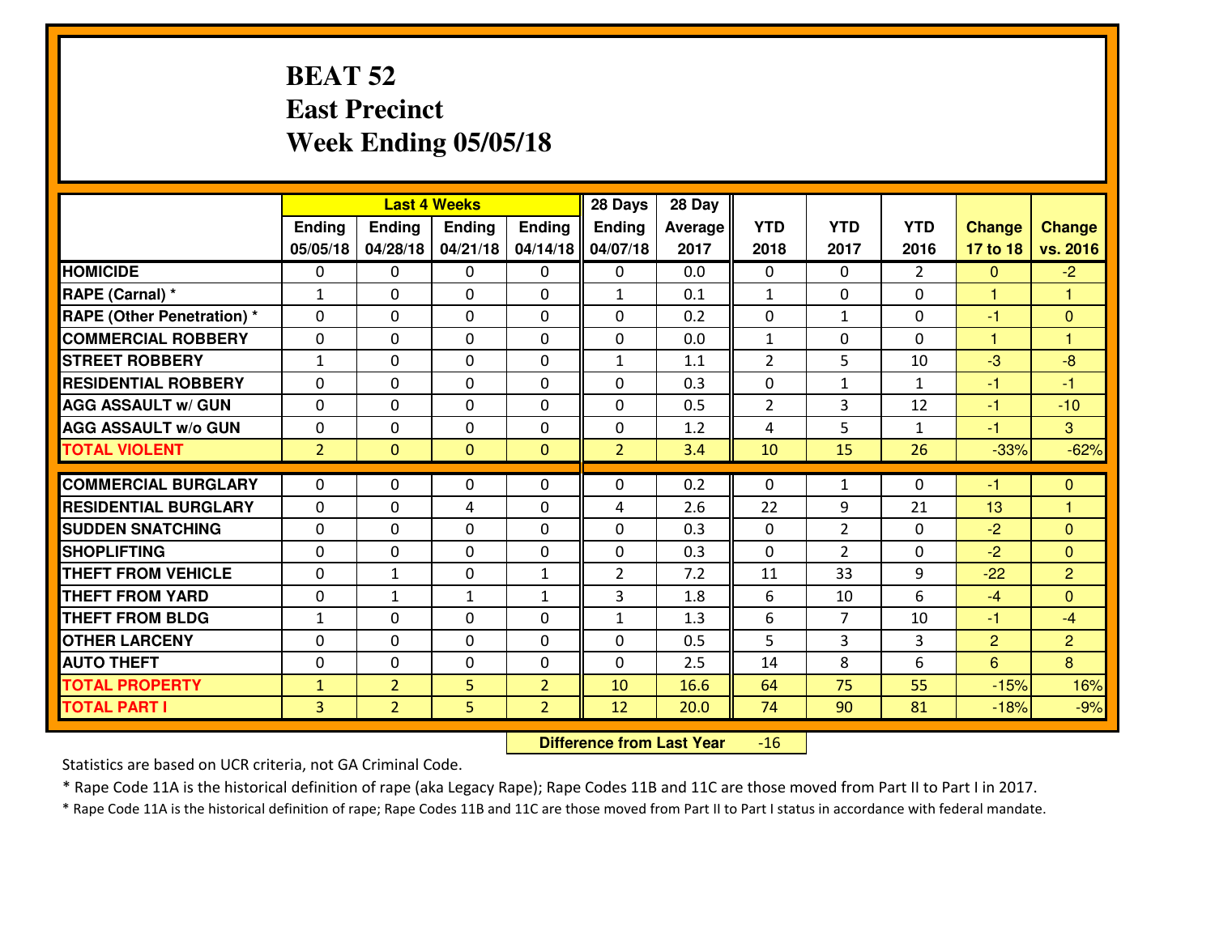# BEAT 52
## East Precinct
## Week Ending 05/05/18

| | Last 4 Weeks | | | | 28 Days | 28 Day | | | | | |
|---|---|---|---|---|---|---|---|---|---|---|---|
| | Ending 05/05/18 | Ending 04/28/18 | Ending 04/21/18 | Ending 04/14/18 | Ending 04/07/18 | Average 2017 | YTD 2018 | YTD 2017 | YTD 2016 | Change 17 to 18 | Change vs. 2016 |
| **HOMICIDE** | 0 | 0 | 0 | 0 | 0 | 0.0 | 0 | 0 | 2 | 0 | -2 |
| **RAPE (Carnal) *** | 1 | 0 | 0 | 0 | 1 | 0.1 | 1 | 0 | 0 | 1 | 1 |
| **RAPE (Other Penetration) *** | 0 | 0 | 0 | 0 | 0 | 0.2 | 0 | 1 | 0 | -1 | 0 |
| **COMMERCIAL ROBBERY** | 0 | 0 | 0 | 0 | 0 | 0.0 | 1 | 0 | 0 | 1 | 1 |
| **STREET ROBBERY** | 1 | 0 | 0 | 0 | 1 | 1.1 | 2 | 5 | 10 | -3 | -8 |
| **RESIDENTIAL ROBBERY** | 0 | 0 | 0 | 0 | 0 | 0.3 | 0 | 1 | 1 | -1 | -1 |
| **AGG ASSAULT w/ GUN** | 0 | 0 | 0 | 0 | 0 | 0.5 | 2 | 3 | 12 | -1 | -10 |
| **AGG ASSAULT w/o GUN** | 0 | 0 | 0 | 0 | 0 | 1.2 | 4 | 5 | 1 | -1 | 3 |
| **TOTAL VIOLENT** | 2 | 0 | 0 | 0 | 2 | 3.4 | 10 | 15 | 26 | -33% | -62% |
| **COMMERCIAL BURGLARY** | 0 | 0 | 0 | 0 | 0 | 0.2 | 0 | 1 | 0 | -1 | 0 |
| **RESIDENTIAL BURGLARY** | 0 | 0 | 4 | 0 | 4 | 2.6 | 22 | 9 | 21 | 13 | 1 |
| **SUDDEN SNATCHING** | 0 | 0 | 0 | 0 | 0 | 0.3 | 0 | 2 | 0 | -2 | 0 |
| **SHOPLIFTING** | 0 | 0 | 0 | 0 | 0 | 0.3 | 0 | 2 | 0 | -2 | 0 |
| **THEFT FROM VEHICLE** | 0 | 1 | 0 | 1 | 2 | 7.2 | 11 | 33 | 9 | -22 | 2 |
| **THEFT FROM YARD** | 0 | 1 | 1 | 1 | 3 | 1.8 | 6 | 10 | 6 | -4 | 0 |
| **THEFT FROM BLDG** | 1 | 0 | 0 | 0 | 1 | 1.3 | 6 | 7 | 10 | -1 | -4 |
| **OTHER LARCENY** | 0 | 0 | 0 | 0 | 0 | 0.5 | 5 | 3 | 3 | 2 | 2 |
| **AUTO THEFT** | 0 | 0 | 0 | 0 | 0 | 2.5 | 14 | 8 | 6 | 6 | 8 |
| **TOTAL PROPERTY** | 1 | 2 | 5 | 2 | 10 | 16.6 | 64 | 75 | 55 | -15% | 16% |
| **TOTAL PART I** | 3 | 2 | 5 | 2 | 12 | 20.0 | 74 | 90 | 81 | -18% | -9% |

**Difference from Last Year** -16

Statistics are based on UCR criteria, not GA Criminal Code.

* Rape Code 11A is the historical definition of rape (aka Legacy Rape); Rape Codes 11B and 11C are those moved from Part II to Part I in 2017.

* Rape Code 11A is the historical definition of rape; Rape Codes 11B and 11C are those moved from Part II to Part I status in accordance with federal mandate.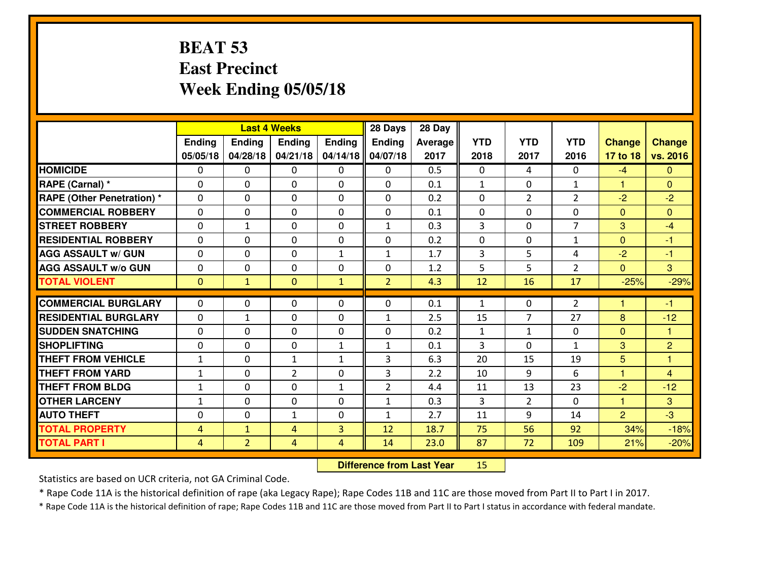# BEAT 53
## East Precinct
## Week Ending 05/05/18

| | Last 4 Weeks | | | | 28 Days | 28 Day | | | | | |
|---|---|---|---|---|---|---|---|---|---|---|---|
| | Ending 05/05/18 | Ending 04/28/18 | Ending 04/21/18 | Ending 04/14/18 | Ending 04/07/18 | Average 2017 | YTD 2018 | YTD 2017 | YTD 2016 | Change 17 to 18 | Change vs. 2016 |
| HOMICIDE | 0 | 0 | 0 | 0 | 0 | 0.5 | 0 | 4 | 0 | -4 | 0 |
| RAPE (Carnal) * | 0 | 0 | 0 | 0 | 0 | 0.1 | 1 | 0 | 1 | 1 | 0 |
| RAPE (Other Penetration) * | 0 | 0 | 0 | 0 | 0 | 0.2 | 0 | 2 | 2 | -2 | -2 |
| COMMERCIAL ROBBERY | 0 | 0 | 0 | 0 | 0 | 0.1 | 0 | 0 | 0 | 0 | 0 |
| STREET ROBBERY | 0 | 1 | 0 | 0 | 1 | 0.3 | 3 | 0 | 7 | 3 | -4 |
| RESIDENTIAL ROBBERY | 0 | 0 | 0 | 0 | 0 | 0.2 | 0 | 0 | 1 | 0 | -1 |
| AGG ASSAULT w/ GUN | 0 | 0 | 0 | 1 | 1 | 1.7 | 3 | 5 | 4 | -2 | -1 |
| AGG ASSAULT w/o GUN | 0 | 0 | 0 | 0 | 0 | 1.2 | 5 | 5 | 2 | 0 | 3 |
| TOTAL VIOLENT | 0 | 1 | 0 | 1 | 2 | 4.3 | 12 | 16 | 17 | -25% | -29% |
| COMMERCIAL BURGLARY | 0 | 0 | 0 | 0 | 0 | 0.1 | 1 | 0 | 2 | 1 | -1 |
| RESIDENTIAL BURGLARY | 0 | 1 | 0 | 0 | 1 | 2.5 | 15 | 7 | 27 | 8 | -12 |
| SUDDEN SNATCHING | 0 | 0 | 0 | 0 | 0 | 0.2 | 1 | 1 | 0 | 0 | 1 |
| SHOPLIFTING | 0 | 0 | 0 | 1 | 1 | 0.1 | 3 | 0 | 1 | 3 | 2 |
| THEFT FROM VEHICLE | 1 | 0 | 1 | 1 | 3 | 6.3 | 20 | 15 | 19 | 5 | 1 |
| THEFT FROM YARD | 1 | 0 | 2 | 0 | 3 | 2.2 | 10 | 9 | 6 | 1 | 4 |
| THEFT FROM BLDG | 1 | 0 | 0 | 1 | 2 | 4.4 | 11 | 13 | 23 | -2 | -12 |
| OTHER LARCENY | 1 | 0 | 0 | 0 | 1 | 0.3 | 3 | 2 | 0 | 1 | 3 |
| AUTO THEFT | 0 | 0 | 1 | 0 | 1 | 2.7 | 11 | 9 | 14 | 2 | -3 |
| TOTAL PROPERTY | 4 | 1 | 4 | 3 | 12 | 18.7 | 75 | 56 | 92 | 34% | -18% |
| TOTAL PART I | 4 | 2 | 4 | 4 | 14 | 23.0 | 87 | 72 | 109 | 21% | -20% |

**Difference from Last Year** 15

Statistics are based on UCR criteria, not GA Criminal Code.

* Rape Code 11A is the historical definition of rape (aka Legacy Rape); Rape Codes 11B and 11C are those moved from Part II to Part I in 2017.

* Rape Code 11A is the historical definition of rape; Rape Codes 11B and 11C are those moved from Part II to Part I status in accordance with federal mandate.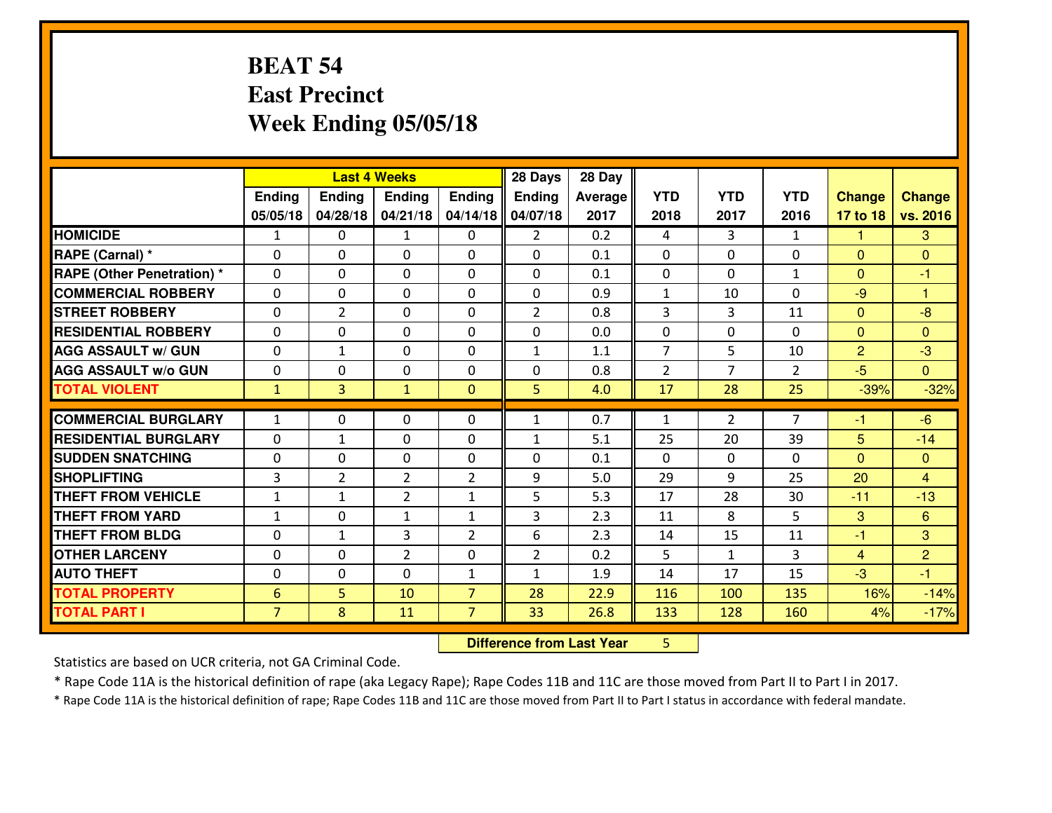# BEAT 54
## East Precinct
## Week Ending 05/05/18

| | Last 4 Weeks | | | | 28 Days | 28 Day | | | | | |
|---|---|---|---|---|---|---|---|---|---|---|---|
| | Ending 05/05/18 | Ending 04/28/18 | Ending 04/21/18 | Ending 04/14/18 | Ending 04/07/18 | Average 2017 | YTD 2018 | YTD 2017 | YTD 2016 | Change 17 to 18 | Change vs. 2016 |
| **HOMICIDE** | 1 | 0 | 1 | 0 | 2 | 0.2 | 4 | 3 | 1 | 1 | 3 |
| **RAPE (Carnal) *** | 0 | 0 | 0 | 0 | 0 | 0.1 | 0 | 0 | 0 | 0 | 0 |
| **RAPE (Other Penetration) *** | 0 | 0 | 0 | 0 | 0 | 0.1 | 0 | 0 | 1 | 0 | -1 |
| **COMMERCIAL ROBBERY** | 0 | 0 | 0 | 0 | 0 | 0.9 | 1 | 10 | 0 | -9 | 1 |
| **STREET ROBBERY** | 0 | 2 | 0 | 0 | 2 | 0.8 | 3 | 3 | 11 | 0 | -8 |
| **RESIDENTIAL ROBBERY** | 0 | 0 | 0 | 0 | 0 | 0.0 | 0 | 0 | 0 | 0 | 0 |
| **AGG ASSAULT w/ GUN** | 0 | 1 | 0 | 0 | 1 | 1.1 | 7 | 5 | 10 | 2 | -3 |
| **AGG ASSAULT w/o GUN** | 0 | 0 | 0 | 0 | 0 | 0.8 | 2 | 7 | 2 | -5 | 0 |
| **TOTAL VIOLENT** | 1 | 3 | 1 | 0 | 5 | 4.0 | 17 | 28 | 25 | -39% | -32% |
| **COMMERCIAL BURGLARY** | 1 | 0 | 0 | 0 | 1 | 0.7 | 1 | 2 | 7 | -1 | -6 |
| **RESIDENTIAL BURGLARY** | 0 | 1 | 0 | 0 | 1 | 5.1 | 25 | 20 | 39 | 5 | -14 |
| **SUDDEN SNATCHING** | 0 | 0 | 0 | 0 | 0 | 0.1 | 0 | 0 | 0 | 0 | 0 |
| **SHOPLIFTING** | 3 | 2 | 2 | 2 | 9 | 5.0 | 29 | 9 | 25 | 20 | 4 |
| **THEFT FROM VEHICLE** | 1 | 1 | 2 | 1 | 5 | 5.3 | 17 | 28 | 30 | -11 | -13 |
| **THEFT FROM YARD** | 1 | 0 | 1 | 1 | 3 | 2.3 | 11 | 8 | 5 | 3 | 6 |
| **THEFT FROM BLDG** | 0 | 1 | 3 | 2 | 6 | 2.3 | 14 | 15 | 11 | -1 | 3 |
| **OTHER LARCENY** | 0 | 0 | 2 | 0 | 2 | 0.2 | 5 | 1 | 3 | 4 | 2 |
| **AUTO THEFT** | 0 | 0 | 0 | 1 | 1 | 1.9 | 14 | 17 | 15 | -3 | -1 |
| **TOTAL PROPERTY** | 6 | 5 | 10 | 7 | 28 | 22.9 | 116 | 100 | 135 | 16% | -14% |
| **TOTAL PART I** | 7 | 8 | 11 | 7 | 33 | 26.8 | 133 | 128 | 160 | 4% | -17% |

**Difference from Last Year** 5

Statistics are based on UCR criteria, not GA Criminal Code.

* Rape Code 11A is the historical definition of rape (aka Legacy Rape); Rape Codes 11B and 11C are those moved from Part II to Part I in 2017.

* Rape Code 11A is the historical definition of rape; Rape Codes 11B and 11C are those moved from Part II to Part I status in accordance with federal mandate.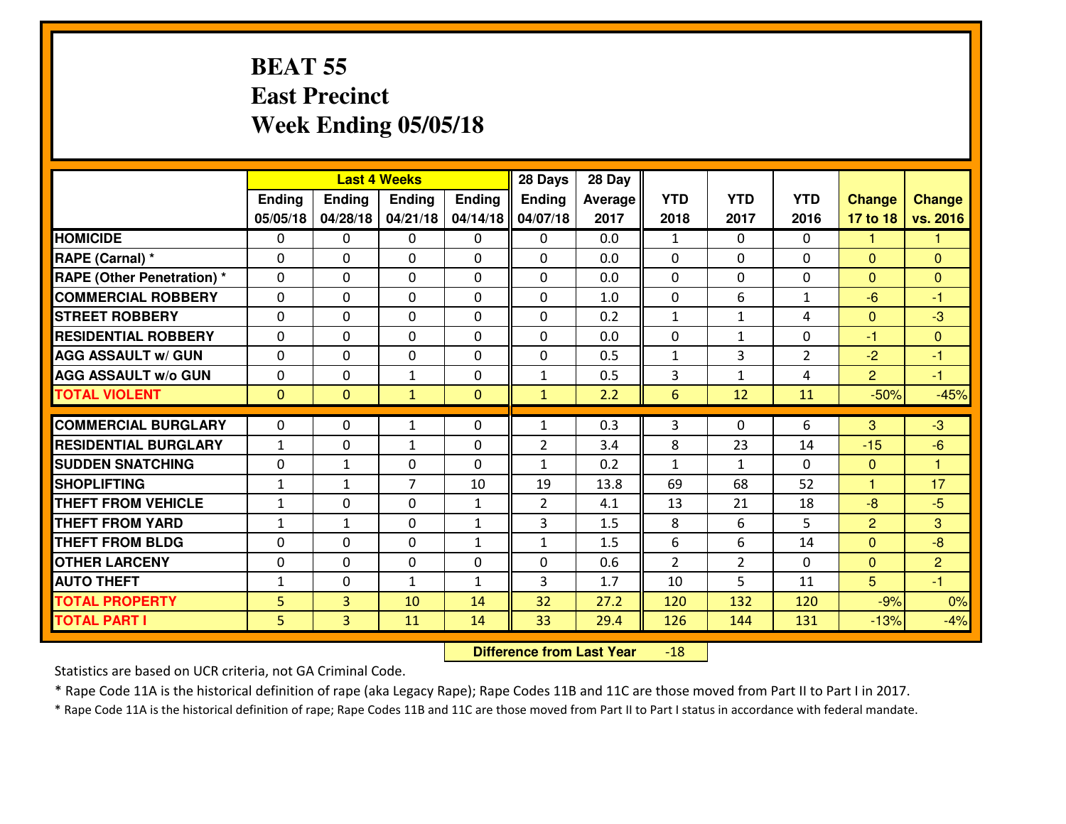# BEAT 55
## East Precinct
## Week Ending 05/05/18

| | Last 4 Weeks | | | | 28 Days | 28 Day | YTD | YTD | YTD | Change | Change |
|---|---|---|---|---|---|---|---|---|---|---|---|
| | Ending 05/05/18 | Ending 04/28/18 | Ending 04/21/18 | Ending 04/14/18 | Ending 04/07/18 | Average 2017 | 2018 | 2017 | 2016 | 17 to 18 | vs. 2016 |
| **HOMICIDE** | 0 | 0 | 0 | 0 | 0 | 0.0 | 1 | 0 | 0 | 1 | 1 |
| **RAPE (Carnal) *** | 0 | 0 | 0 | 0 | 0 | 0.0 | 0 | 0 | 0 | 0 | 0 |
| **RAPE (Other Penetration) *** | 0 | 0 | 0 | 0 | 0 | 0.0 | 0 | 0 | 0 | 0 | 0 |
| **COMMERCIAL ROBBERY** | 0 | 0 | 0 | 0 | 0 | 1.0 | 0 | 6 | 1 | -6 | -1 |
| **STREET ROBBERY** | 0 | 0 | 0 | 0 | 0 | 0.2 | 1 | 1 | 4 | 0 | -3 |
| **RESIDENTIAL ROBBERY** | 0 | 0 | 0 | 0 | 0 | 0.0 | 0 | 1 | 0 | -1 | 0 |
| **AGG ASSAULT w/ GUN** | 0 | 0 | 0 | 0 | 0 | 0.5 | 1 | 3 | 2 | -2 | -1 |
| **AGG ASSAULT w/o GUN** | 0 | 0 | 1 | 0 | 1 | 0.5 | 3 | 1 | 4 | 2 | -1 |
| **TOTAL VIOLENT** | 0 | 0 | 1 | 0 | 1 | 2.2 | 6 | 12 | 11 | -50% | -45% |
| **COMMERCIAL BURGLARY** | 0 | 0 | 1 | 0 | 1 | 0.3 | 3 | 0 | 6 | 3 | -3 |
| **RESIDENTIAL BURGLARY** | 1 | 0 | 1 | 0 | 2 | 3.4 | 8 | 23 | 14 | -15 | -6 |
| **SUDDEN SNATCHING** | 0 | 1 | 0 | 0 | 1 | 0.2 | 1 | 1 | 0 | 0 | 1 |
| **SHOPLIFTING** | 1 | 1 | 7 | 10 | 19 | 13.8 | 69 | 68 | 52 | 1 | 17 |
| **THEFT FROM VEHICLE** | 1 | 0 | 0 | 1 | 2 | 4.1 | 13 | 21 | 18 | -8 | -5 |
| **THEFT FROM YARD** | 1 | 1 | 0 | 1 | 3 | 1.5 | 8 | 6 | 5 | 2 | 3 |
| **THEFT FROM BLDG** | 0 | 0 | 0 | 1 | 1 | 1.5 | 6 | 6 | 14 | 0 | -8 |
| **OTHER LARCENY** | 0 | 0 | 0 | 0 | 0 | 0.6 | 2 | 2 | 0 | 0 | 2 |
| **AUTO THEFT** | 1 | 0 | 1 | 1 | 3 | 1.7 | 10 | 5 | 11 | 5 | -1 |
| **TOTAL PROPERTY** | 5 | 3 | 10 | 14 | 32 | 27.2 | 120 | 132 | 120 | -9% | 0% |
| **TOTAL PART I** | 5 | 3 | 11 | 14 | 33 | 29.4 | 126 | 144 | 131 | -13% | -4% |

**Difference from Last Year** -18

Statistics are based on UCR criteria, not GA Criminal Code.

* Rape Code 11A is the historical definition of rape (aka Legacy Rape); Rape Codes 11B and 11C are those moved from Part II to Part I in 2017.

* Rape Code 11A is the historical definition of rape; Rape Codes 11B and 11C are those moved from Part II to Part I status in accordance with federal mandate.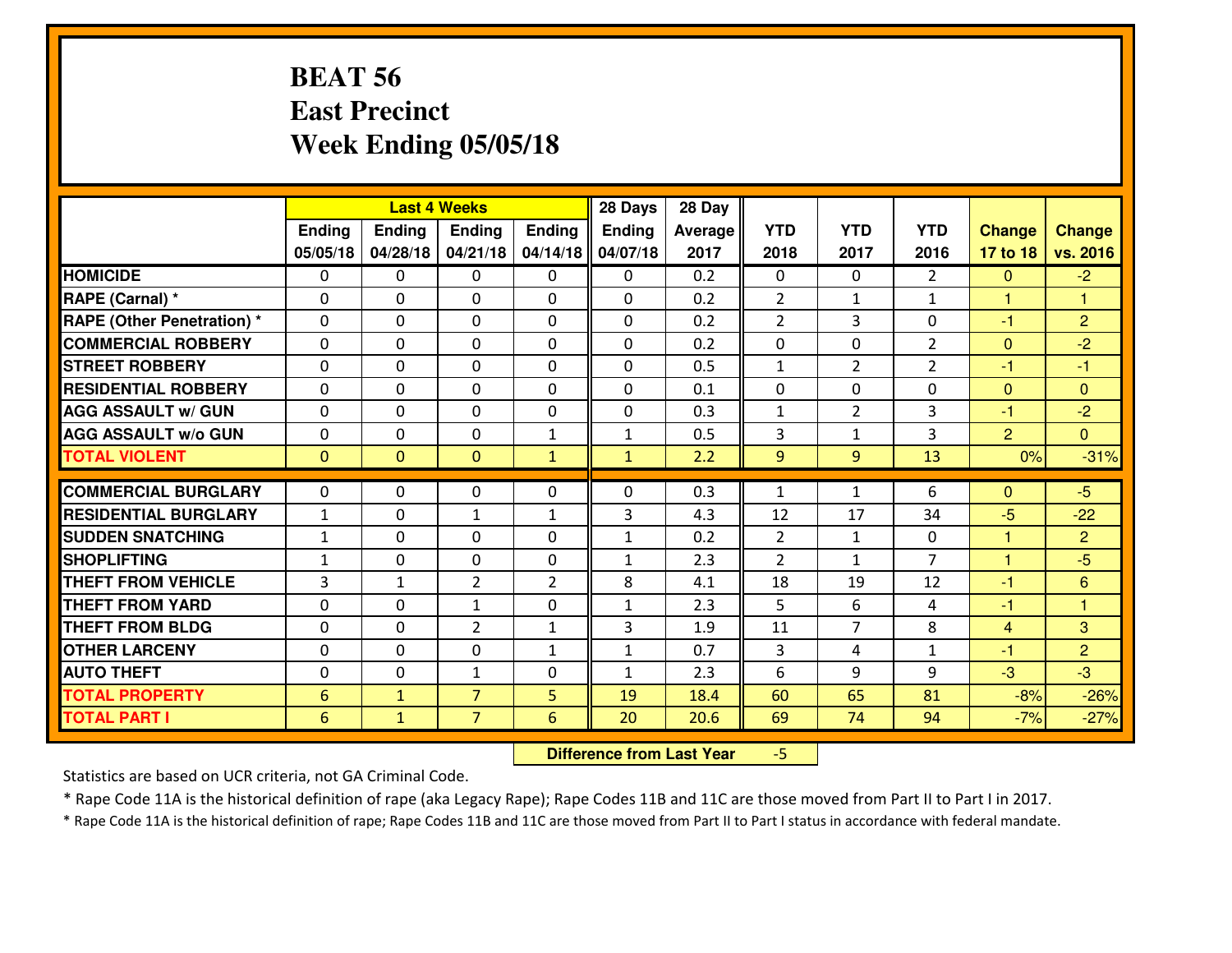# BEAT 56
## East Precinct
## Week Ending 05/05/18

| | Last 4 Weeks | | | | 28 Days | 28 Day | | | | | |
|---|---|---|---|---|---|---|---|---|---|---|---|
| | Ending 05/05/18 | Ending 04/28/18 | Ending 04/21/18 | Ending 04/14/18 | Ending 04/07/18 | Average 2017 | YTD 2018 | YTD 2017 | YTD 2016 | Change 17 to 18 | Change vs. 2016 |
| HOMICIDE | 0 | 0 | 0 | 0 | 0 | 0.2 | 0 | 0 | 2 | 0 | -2 |
| RAPE (Carnal) * | 0 | 0 | 0 | 0 | 0 | 0.2 | 2 | 1 | 1 | 1 | 1 |
| RAPE (Other Penetration) * | 0 | 0 | 0 | 0 | 0 | 0.2 | 2 | 3 | 0 | -1 | 2 |
| COMMERCIAL ROBBERY | 0 | 0 | 0 | 0 | 0 | 0.2 | 0 | 0 | 2 | 0 | -2 |
| STREET ROBBERY | 0 | 0 | 0 | 0 | 0 | 0.5 | 1 | 2 | 2 | -1 | -1 |
| RESIDENTIAL ROBBERY | 0 | 0 | 0 | 0 | 0 | 0.1 | 0 | 0 | 0 | 0 | 0 |
| AGG ASSAULT w/ GUN | 0 | 0 | 0 | 0 | 0 | 0.3 | 1 | 2 | 3 | -1 | -2 |
| AGG ASSAULT w/o GUN | 0 | 0 | 0 | 1 | 1 | 0.5 | 3 | 1 | 3 | 2 | 0 |
| TOTAL VIOLENT | 0 | 0 | 0 | 1 | 1 | 2.2 | 9 | 9 | 13 | 0% | -31% |
| COMMERCIAL BURGLARY | 0 | 0 | 0 | 0 | 0 | 0.3 | 1 | 1 | 6 | 0 | -5 |
| RESIDENTIAL BURGLARY | 1 | 0 | 1 | 1 | 3 | 4.3 | 12 | 17 | 34 | -5 | -22 |
| SUDDEN SNATCHING | 1 | 0 | 0 | 0 | 1 | 0.2 | 2 | 1 | 0 | 1 | 2 |
| SHOPLIFTING | 1 | 0 | 0 | 0 | 1 | 2.3 | 2 | 1 | 7 | 1 | -5 |
| THEFT FROM VEHICLE | 3 | 1 | 2 | 2 | 8 | 4.1 | 18 | 19 | 12 | -1 | 6 |
| THEFT FROM YARD | 0 | 0 | 1 | 0 | 1 | 2.3 | 5 | 6 | 4 | -1 | 1 |
| THEFT FROM BLDG | 0 | 0 | 2 | 1 | 3 | 1.9 | 11 | 7 | 8 | 4 | 3 |
| OTHER LARCENY | 0 | 0 | 0 | 1 | 1 | 0.7 | 3 | 4 | 1 | -1 | 2 |
| AUTO THEFT | 0 | 0 | 1 | 0 | 1 | 2.3 | 6 | 9 | 9 | -3 | -3 |
| TOTAL PROPERTY | 6 | 1 | 7 | 5 | 19 | 18.4 | 60 | 65 | 81 | -8% | -26% |
| TOTAL PART I | 6 | 1 | 7 | 6 | 20 | 20.6 | 69 | 74 | 94 | -7% | -27% |

**Difference from Last Year** -5

Statistics are based on UCR criteria, not GA Criminal Code.

* Rape Code 11A is the historical definition of rape (aka Legacy Rape); Rape Codes 11B and 11C are those moved from Part II to Part I in 2017.

* Rape Code 11A is the historical definition of rape; Rape Codes 11B and 11C are those moved from Part II to Part I status in accordance with federal mandate.